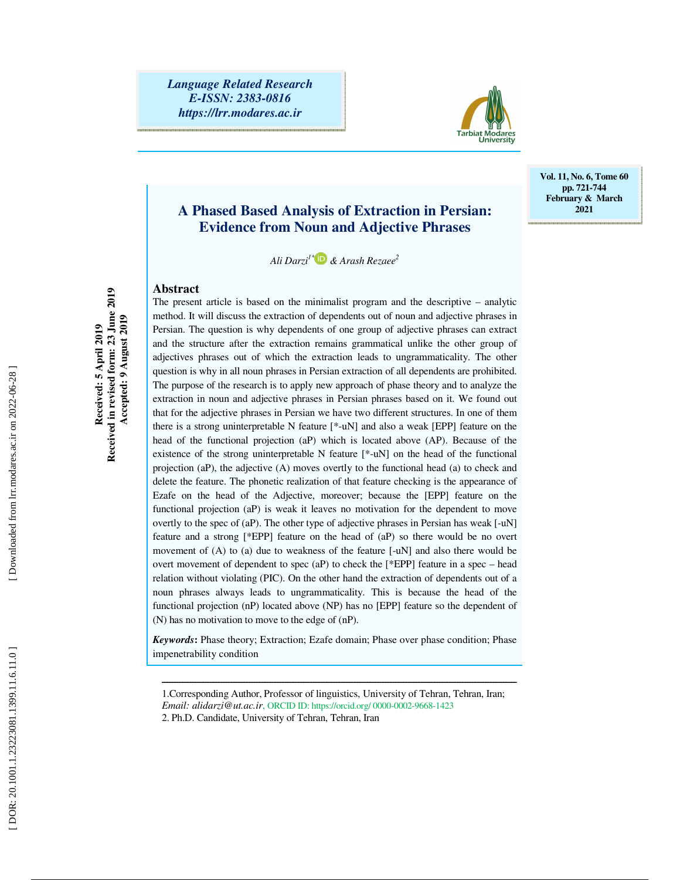# A Phased Based Analysis of Extraction in Persian: Evidence from Noun and Adjective Phrases

*Ali Darzi*[1*] *& Arash Rezaee*[2]

Received: 5 April 2019
Received in revised form: 23 June 2019
Accepted: 9 August 2019

## Abstract

The present article is based on the minimalist program and the descriptive – analytic method. It will discuss the extraction of dependents out of noun and adjective phrases in Persian. The question is why dependents of one group of adjective phrases can extract and the structure after the extraction remains grammatical unlike the other group of adjectives phrases out of which the extraction leads to ungrammaticality. The other question is why in all noun phrases in Persian extraction of all dependents are prohibited. The purpose of the research is to apply new approach of phase theory and to analyze the extraction in noun and adjective phrases in Persian phrases based on it. We found out that for the adjective phrases in Persian we have two different structures. In one of them there is a strong uninterpretable N feature [*-uN] and also a weak [EPP] feature on the head of the functional projection (aP) which is located above (AP). Because of the existence of the strong uninterpretable N feature [*-uN] on the head of the functional projection (aP), the adjective (A) moves overtly to the functional head (a) to check and delete the feature. The phonetic realization of that feature checking is the appearance of Ezafe on the head of the Adjective, moreover; because the [EPP] feature on the functional projection (aP) is weak it leaves no motivation for the dependent to move overtly to the spec of (aP). The other type of adjective phrases in Persian has weak [-uN] feature and a strong [*EPP] feature on the head of (aP) so there would be no overt movement of (A) to (a) due to weakness of the feature [-uN] and also there would be overt movement of dependent to spec (aP) to check the [*EPP] feature in a spec – head relation without violating (PIC). On the other hand the extraction of dependents out of a noun phrases always leads to ungrammaticality. This is because the head of the functional projection (nP) located above (NP) has no [EPP] feature so the dependent of (N) has no motivation to move to the edge of (nP).

***Keywords*:** Phase theory; Extraction; Ezafe domain; Phase over phase condition; Phase impenetrability condition

---

1.Corresponding Author, Professor of linguistics, University of Tehran, Tehran, Iran;
*Email: alidarzi@ut.ac.ir*, ORCID ID: https://orcid.org/ 0000-0002-9668-1423

2. Ph.D. Candidate, University of Tehran, Tehran, Iran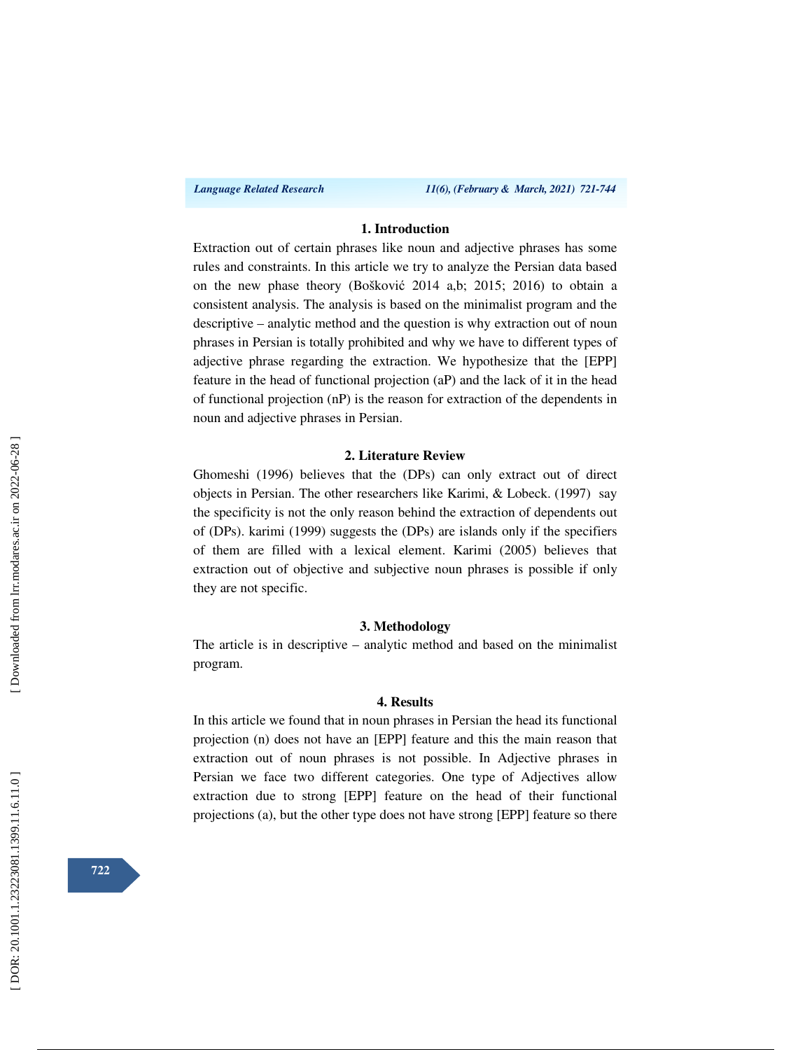## 1. Introduction

Extraction out of certain phrases like noun and adjective phrases has some rules and constraints. In this article we try to analyze the Persian data based on the new phase theory (Bošković 2014 a,b; 2015; 2016) to obtain a consistent analysis. The analysis is based on the minimalist program and the descriptive – analytic method and the question is why extraction out of noun phrases in Persian is totally prohibited and why we have to different types of adjective phrase regarding the extraction. We hypothesize that the [EPP] feature in the head of functional projection (aP) and the lack of it in the head of functional projection (nP) is the reason for extraction of the dependents in noun and adjective phrases in Persian.

## 2. Literature Review

Ghomeshi (1996) believes that the (DPs) can only extract out of direct objects in Persian. The other researchers like Karimi, & Lobeck. (1997) say the specificity is not the only reason behind the extraction of dependents out of (DPs). karimi (1999) suggests the (DPs) are islands only if the specifiers of them are filled with a lexical element. Karimi (2005) believes that extraction out of objective and subjective noun phrases is possible if only they are not specific.

## 3. Methodology

The article is in descriptive – analytic method and based on the minimalist program.

## 4. Results

In this article we found that in noun phrases in Persian the head its functional projection (n) does not have an [EPP] feature and this the main reason that extraction out of noun phrases is not possible. In Adjective phrases in Persian we face two different categories. One type of Adjectives allow extraction due to strong [EPP] feature on the head of their functional projections (a), but the other type does not have strong [EPP] feature so there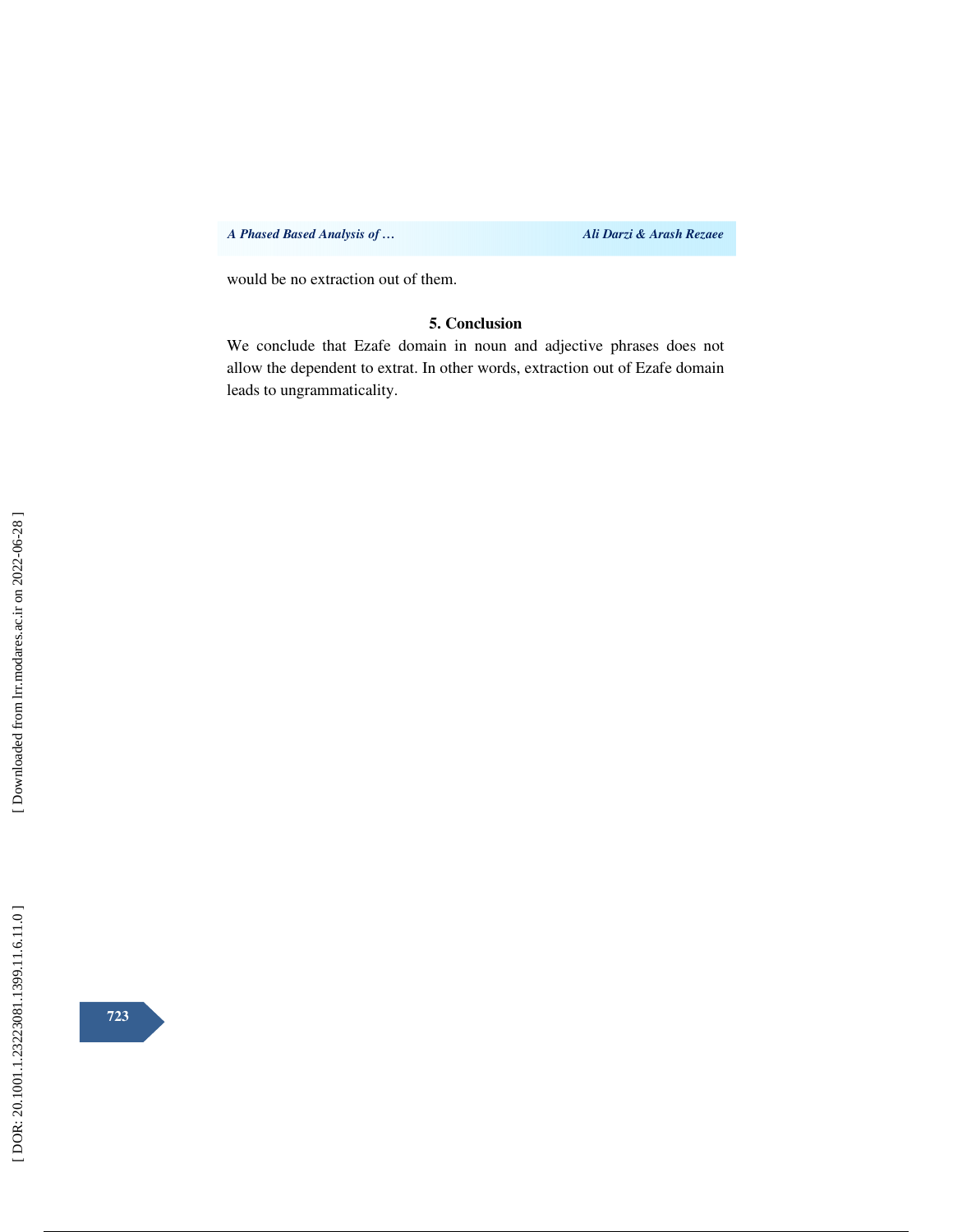would be no extraction out of them.

## 5. Conclusion

We conclude that Ezafe domain in noun and adjective phrases does not allow the dependent to extrat. In other words, extraction out of Ezafe domain leads to ungrammaticality.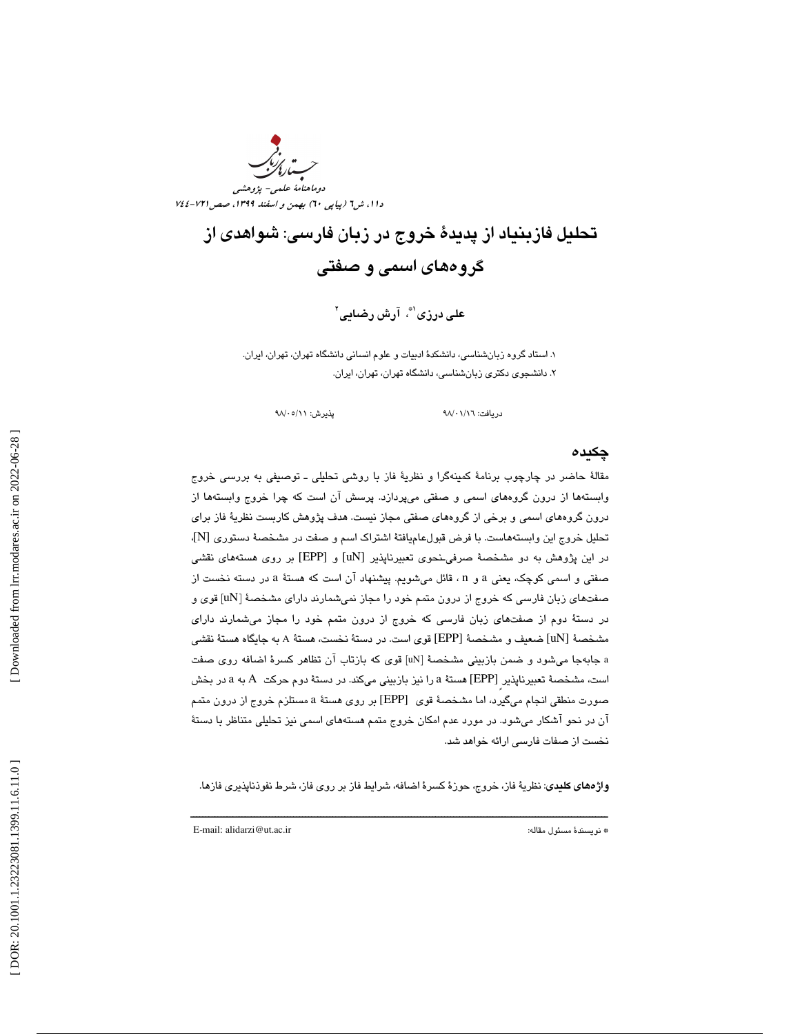# تحلیل فازبنیاد از پدیدهٔ خروج در زبان فارسی: شواهدی از گروه‌های اسمی و صفتی

**علی درزی[1*]، آرش رضایی[2]**

۱. استاد گروه زبان‌شناسی، دانشکدهٔ ادبیات و علوم انسانی دانشگاه تهران، تهران، ایران.
۲. دانشجوی دکتری زبان‌شناسی، دانشگاه تهران، تهران، ایران.

دریافت: ۹۸/۰۱/۱۶ &nbsp;&nbsp;&nbsp;&nbsp; پذیرش: ۹۸/۰۵/۱۱

## چکیده

مقالهٔ حاضر در چارچوب برنامهٔ کمینه‌گرا و نظریهٔ فاز با روشی تحلیلی ـ توصیفی به بررسی خروج وابسته‌ها از درون گروه‌های اسمی و صفتی می‌پردازد. پرسش آن است که چرا خروج وابسته‌ها از درون گروه‌های اسمی و برخی از گروه‌های صفتی مجاز نیست. هدف پژوهش کاربست نظریهٔ فاز برای تحلیل خروج این وابسته‌هاست. با فرض قبول‌عام‌یافتهٔ اشتراک اسم و صفت در مشخصهٔ دستوری [N]، در این پژوهش به دو مشخصهٔ صرفی‌ـنحوی تعبیرناپذیر [uN] و [EPP] بر روی هسته‌های نقشی صفتی و اسمی کوچک، یعنی a و n ، قائل می‌شویم. پیشنهاد آن است که هستهٔ a در دسته نخست از صفت‌های زبان فارسی که خروج از درون متمم خود را مجاز نمی‌شمارند دارای مشخصهٔ [uN] قوی و در دستهٔ دوم از صفت‌های زبان فارسی که خروج از درون متمم خود را مجاز می‌شمارند دارای مشخصهٔ [uN] ضعیف و مشخصهٔ [EPP] قوی است. در دستهٔ نخست، هستهٔ A به جایگاه هستهٔ نقشی a جابه‌جا می‌شود و ضمن بازبینی مشخصهٔ [uN] قوی که بازتاب آن تظاهر کسرهٔ اضافه روی صفت است، مشخصهٔ تعبیرناپذیر [EPP] هستهٔ a را نیز بازبینی می‌کند. در دستهٔ دوم حرکت A به a در بخش صورت منطقی انجام می‌گیرد، اما مشخصهٔ قوی [EPP] بر روی هستهٔ a مستلزم خروج از درون متمم آن در نحو آشکار می‌شود. در مورد عدم امکان خروج متمم هسته‌های اسمی نیز تحلیلی متناظر با دستهٔ نخست از صفات فارسی ارائه خواهد شد.

**واژه‌های کلیدی**: نظریهٔ فاز، خروج، حوزهٔ کسرهٔ اضافه، شرایط فاز بر روی فاز، شرط نفوذناپذیری فازها.

---

* نویسندهٔ مسئول مقاله: E-mail: alidarzi@ut.ac.ir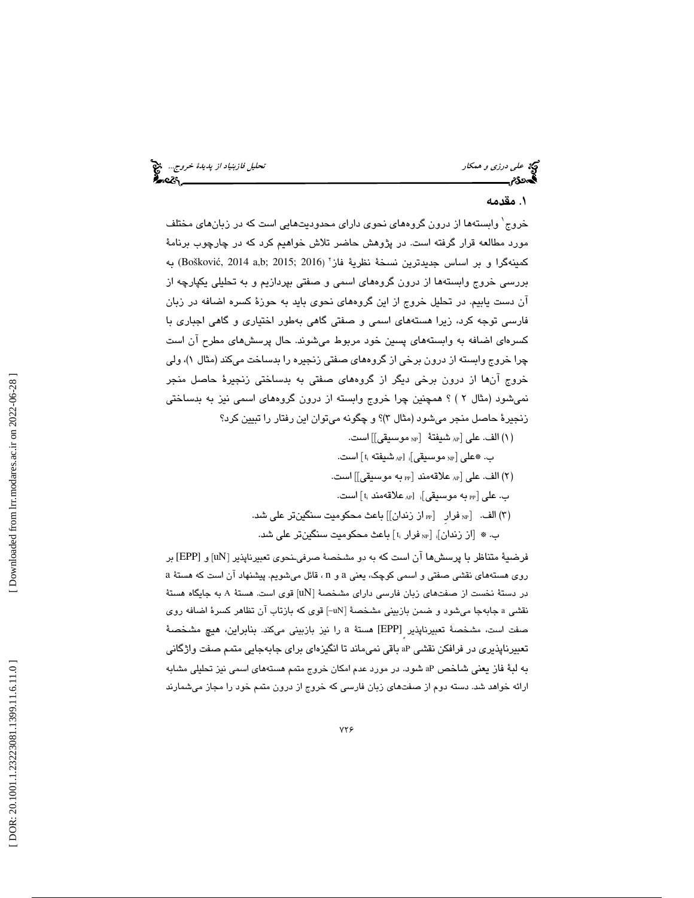## ۱. مقدمه

خروج[۱] وابسته‌ها از درون گروه‌های نحوی دارای محدودیت‌هایی است که در زبان‌های مختلف مورد مطالعه قرار گرفته است. در پژوهش حاضر تلاش خواهیم کرد که در چارچوب برنامهٔ کمینه‌گرا و بر اساس جدیدترین نسخهٔ نظریهٔ فاز[۲] (Bošković, 2014 a,b; 2015; 2016) به بررسی خروج وابسته‌ها از درون گروه‌های اسمی و صفتی بپردازیم و به تحلیلی یکپارچه از آن دست یابیم. در تحلیل خروج از این گروه‌های نحوی باید به حوزهٔ کسره اضافه در زبان فارسی توجه کرد، زیرا هسته‌های اسمی و صفتی گاهی به‌طور اختیاری و گاهی اجباری با کسره‌ای اضافه به وابسته‌های پسین خود مربوط می‌شوند. حال پرسش‌های مطرح آن است چرا خروج وابسته از درون برخی از گروه‌های صفتی زنجیره را بدساخت می‌کند (مثال ۱)، ولی خروج آن‌ها از درون برخی دیگر از گروه‌های صفتی به بدساختی زنجیرهٔ حاصل منجر نمی‌شود (مثال ۲) ؟ همچنین چرا خروج وابسته از درون گروه‌های اسمی نیز به بدساختی زنجیرهٔ حاصل منجر می‌شود (مثال ۳)؟ و چگونه می‌توان این رفتار را تبیین کرد؟

(۱) الف. علی [$_{AP}$ شیفتهٔ [$_{NP}$ موسیقی]] است.

ب. \*علی [$_{NP}$ موسیقی]$_i$ [$_{AP}$ شیفته $t_i$] است.

(۲) الف. علی [$_{AP}$ علاقه‌مند [$_{PP}$ به موسیقی]] است.

ب. علی [$_{PP}$ به موسیقی]$_i$ [$_{AP}$ علاقه‌مند $t_i$] است.

(۳) الف. [$_{NP}$ فرارِ [$_{PP}$ از زندان]] باعث محکومیت سنگین‌تر علی شد.

ب. \* [از زندان]$_i$ [$_{NP}$ فرار $t_i$] باعث محکومیت سنگین‌تر علی شد.

فرضیهٔ متناظر با پرسش‌ها آن است که به دو مشخصهٔ صرفی‌نحوی تعبیرناپذیر [uN] و [EPP] بر روی هسته‌های نقشی صفتی و اسمی کوچک، یعنی a و n ، قائل می‌شویم. پیشنهاد آن است که هستهٔ a در دستهٔ نخست از صفت‌های زبان فارسی دارای مشخصهٔ [uN] قوی است. هستهٔ A به جایگاه هستهٔ نقشی a جابه‌جا می‌شود و ضمن بازبینی مشخصهٔ [uN-] قوی که بازتاب آن تظاهر کسرهٔ اضافه روی صفت است، مشخصهٔ تعبیرناپذیر [EPP] هستهٔ a را نیز بازبینی می‌کند. بنابراین، هیچ مشخصهٔ تعبیرناپذیری در فرافکن نقشی aP باقی نمی‌ماند تا انگیزه‌ای برای جابه‌جایی متمم صفت واژگانی به لبهٔ فاز یعنی شاخص aP شود. در مورد عدم امکان خروج متمم هسته‌های اسمی نیز تحلیلی مشابه ارائه خواهد شد. دسته دوم از صفت‌های زبان فارسی که خروج از درون متمم خود را مجاز می‌شمارند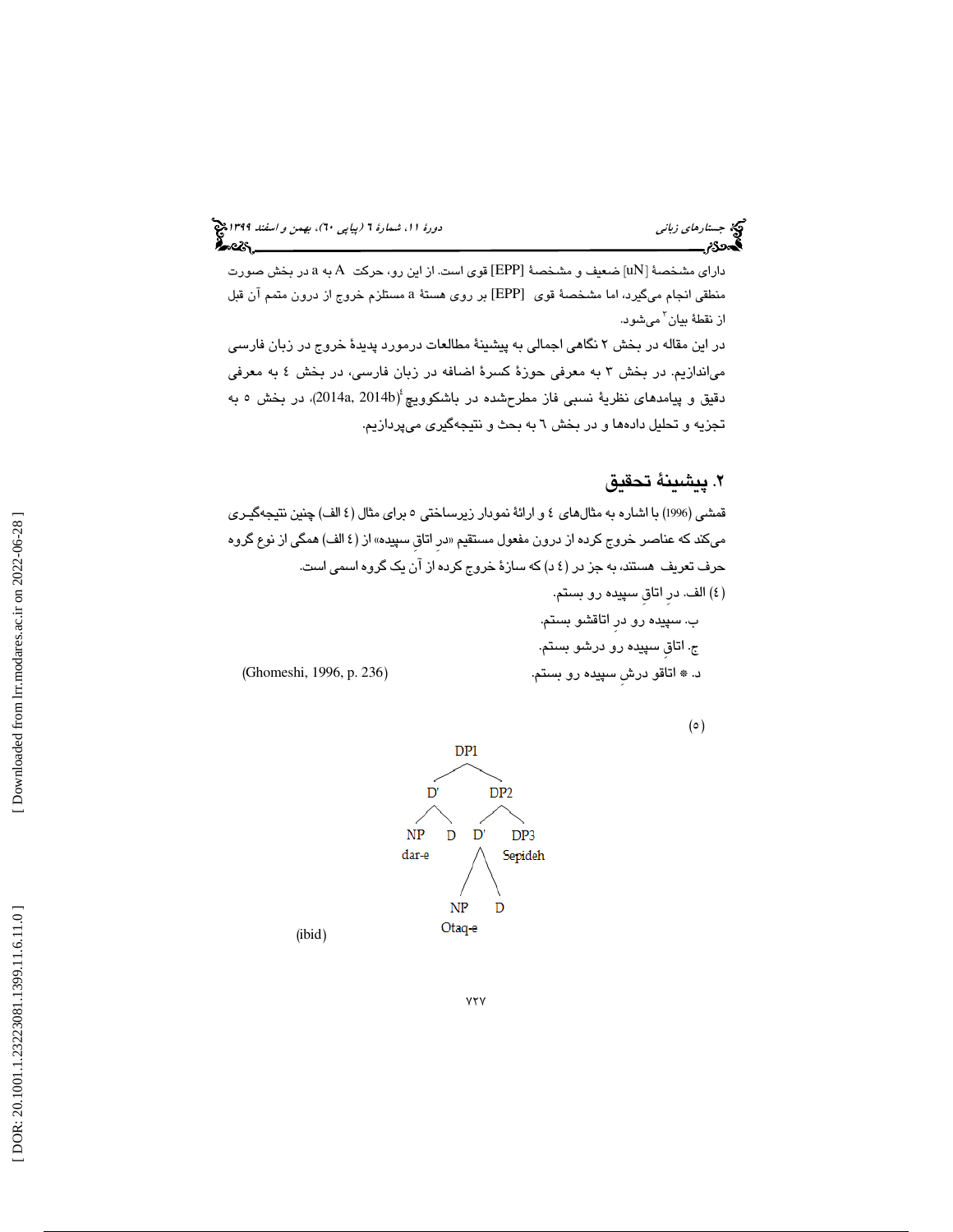دارای مشخصهٔ [uN] ضعیف و مشخصهٔ [EPP] قوی است. از این رو، حرکت A به a در بخش صورت منطقی انجام می‌گیرد، اما مشخصهٔ قوی [EPP] بر روی هستهٔ a مستلزم خروج از درون متمم آن قبل از نقطهٔ بیان[3] می‌شود.

در این مقاله در بخش ۲ نگاهی اجمالی به پیشینهٔ مطالعات درمورد پدیدهٔ خروج در زبان فارسی می‌اندازیم. در بخش ۳ به معرفی حوزهٔ کسرهٔ اضافه در زبان فارسی، در بخش ٤ به معرفی دقیق و پیامدهای نظریهٔ نسبی فاز مطرح‌شده در باشکوویچ[4] (2014a, 2014b)، در بخش ٥ به تجزیه و تحلیل داده‌ها و در بخش ٦ به بحث و نتیجه‌گیری می‌پردازیم.

## ۲. پیشینهٔ تحقیق

قمشی (1996) با اشاره به مثال‌های ٤ و ارائهٔ نمودار زیرساختی ٥ برای مثال (٤ الف) چنین نتیجه‌گیری می‌کند که عناصر خروج کرده از درون مفعول مستقیم «درِ اتاقِ سپیده» از (٤ الف) همگی از نوع گروه حرف تعریف هستند، به جز در (٤ د) که سازهٔ خروج کرده از آن یک گروه اسمی است.

(٤) الف. درِ اتاقِ سپیده رو بستم.

ب. سپیده رو درِ اتاقشو بستم.

ج. اتاقِ سپیده رو درشو بستم.

د. * اتاقو درشِ سپیده رو بستم. (Ghomeshi, 1996, p. 236)

(٥)

```
            DP1
          /     \
        D'       DP2
       /  \     /   \
     NP    D   D'    DP3
    dar-e     / \    Sepideh
            NP   D
          Otaq-e
```

(ibid)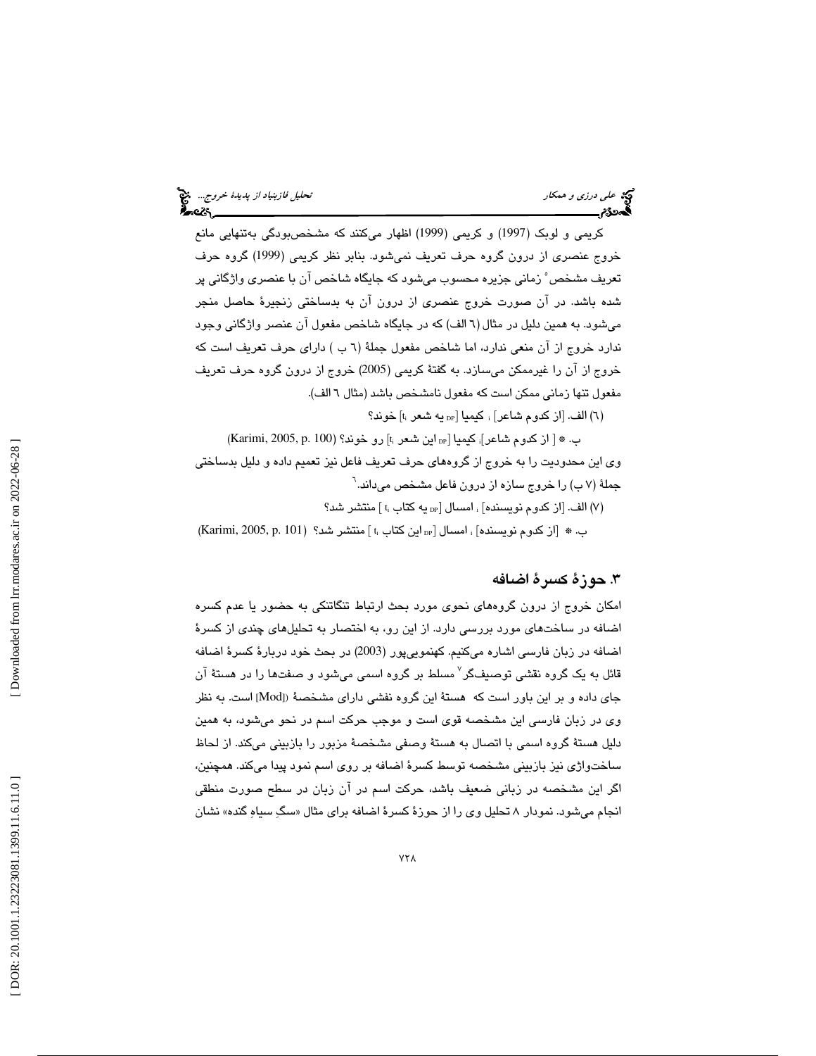کریمی و لوبک (1997) و کریمی (1999) اظهار می‌کنند که مشخص‌بودگی به‌تنهایی مانع خروج عنصری از درون گروه حرف تعریف نمی‌شود. بنابر نظر کریمی (1999) گروه حرف تعریف مشخص[5] زمانی جزیره محسوب می‌شود که جایگاه شاخص آن با عنصری واژگانی پر شده باشد. در آن صورت خروج عنصری از درون آن به بدساختی زنجیرهٔ حاصل منجر می‌شود. به همین دلیل در مثال (٦ الف) که در جایگاه شاخص مفعول آن عنصر واژگانی وجود ندارد خروج از آن منعی ندارد، اما شاخص مفعول جملهٔ (٦ ب ) دارای حرف تعریف است که خروج از آن را غیرممکن می‌سازد. به گفتهٔ کریمی (2005) خروج از درون گروه حرف تعریف مفعول تنها زمانی ممکن است که مفعول نامشخص باشد (مثال ٦ الف).

(٦) الف. [از کدوم شاعر] $_i$ کیمیا [$_{DP}$ یه شعر $t_i$] خوند؟

ب. * [ از کدوم شاعر]$_i$ کیمیا [$_{DP}$ این شعر $t_i$] رو خوند؟ (Karimi, 2005, p. 100)

وی این محدودیت را به خروج از گروه‌های حرف تعریف فاعل نیز تعمیم داده و دلیل بدساختی جملهٔ (٧ ب) را خروج سازه از درون فاعل مشخص می‌داند.[6]

(٧) الف. [از کدوم نویسنده] $_i$ امسال [$_{DP}$ یه کتاب $t_i$ ] منتشر شد؟

ب. * [از کدوم نویسنده] $_i$ امسال [$_{DP}$ این کتاب $t_i$ ] منتشر شد؟ (Karimi, 2005, p. 101)

## ۳. حوزهٔ کسرهٔ اضافه

امکان خروج از درون گروه‌های نحوی مورد بحث ارتباط تنگاتنگی به حضور یا عدم کسره اضافه در ساخت‌های مورد بررسی دارد. از این رو، به اختصار به تحلیل‌های چندی از کسرهٔ اضافه در زبان فارسی اشاره می‌کنیم. کهنمویی‌پور (2003) در بحث خود دربارهٔ کسرهٔ اضافه قائل به یک گروه نقشی توصیف‌گر[7] مسلط بر گروه اسمی می‌شود و صفت‌ها را در هستهٔ آن جای داده و بر این باور است که هستهٔ این گروه نقشی دارای مشخصهٔ [Mod] است. به نظر وی در زبان فارسی این مشخصه قوی است و موجب حرکت اسم در نحو می‌شود، به همین دلیل هستهٔ گروه اسمی با اتصال به هستهٔ وصفی مشخصهٔ مزبور را بازبینی می‌کند. از لحاظ ساخت‌واژی نیز بازبینی مشخصه توسط کسرهٔ اضافه بر روی اسم نمود پیدا می‌کند. همچنین، اگر این مشخصه در زبانی ضعیف باشد، حرکت اسم در آن زبان در سطح صورت منطقی انجام می‌شود. نمودار ٨ تحلیل وی را از حوزهٔ کسرهٔ اضافه برای مثال «سگِ سیاهِ گنده» نشان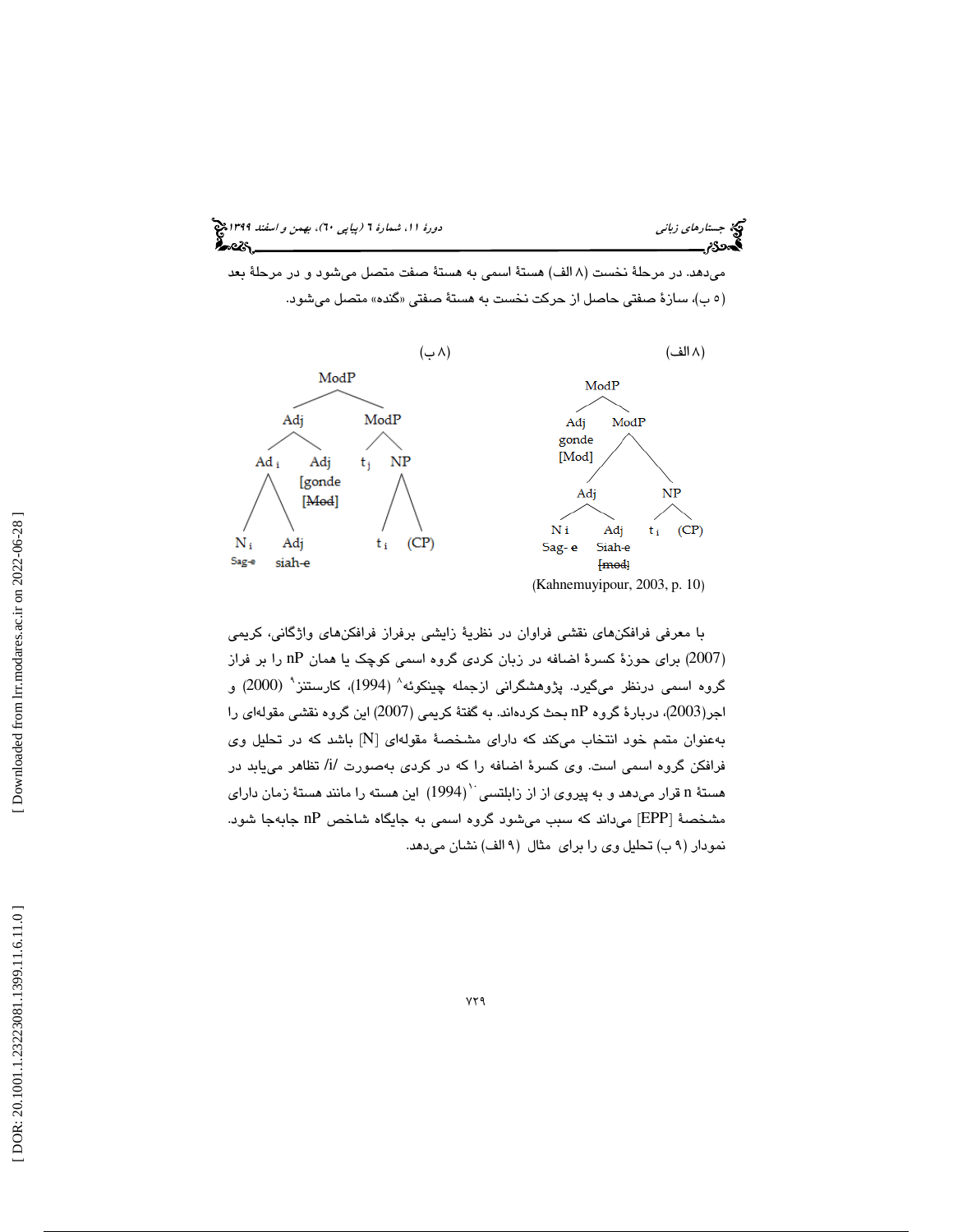می‌دهد. در مرحلهٔ نخست (۸ الف) هستهٔ اسمی به هستهٔ صفت متصل می‌شود و در مرحلهٔ بعد (۵ ب)، سازهٔ صفتی حاصل از حرکت نخست به هستهٔ صفتی «گنده» متصل می‌شود.

(۸ الف)

```
ModP
├── Adj
│   gonde
│   [Mod]
└── ModP
    ├── Adj
    │   ├── N i
    │   │   Sag- e
    │   └── Adj
    │       Siah-e
    │       [mod] (struck through)
    └── NP
        ├── t i
        └── (CP)
```

(Kahnemuyipour, 2003, p. 10)

(۸ ب)

```
ModP
├── Adj
│   ├── Ad i
│   │   ├── N i
│   │   │   Sag-e
│   │   └── Adj
│   │       siah-e
│   └── Adj
│       [gonde
│       [Mod] (struck through)
└── ModP
    ├── t j
    └── NP
        ├── t i
        └── (CP)
```

با معرفی فرافکن‌های نقشی فراوان در نظریهٔ زایشی برفراز فرافکن‌های واژگانی، کریمی (2007) برای حوزهٔ کسرهٔ اضافه در زبان کردی گروه اسمی کوچک یا همان nP را بر فراز گروه اسمی درنظر می‌گیرد. پژوهشگرانی ازجمله چینکوئه[8] (1994)، کارستنز[9] (2000) و اجر(2003)، دربارهٔ گروه nP بحث کرده‌اند. به گفتهٔ کریمی (2007) این گروه نقشی مقوله‌ای را به‌عنوان متمم خود انتخاب می‌کند که دارای مشخصهٔ مقوله‌ای [N] باشد که در تحلیل وی فرافکن گروه اسمی است. وی کسرهٔ اضافه را که در کردی به‌صورت /i/ تظاهر می‌یابد در هستهٔ n قرار می‌دهد و به پیروی از زابلتسی[10] (1994) این هسته را مانند هستهٔ زمان دارای مشخصهٔ [EPP] می‌داند که سبب می‌شود گروه اسمی به جایگاه شاخص nP جابه‌جا شود. نمودار (۹ ب) تحلیل وی را برای مثال (۹ الف) نشان می‌دهد.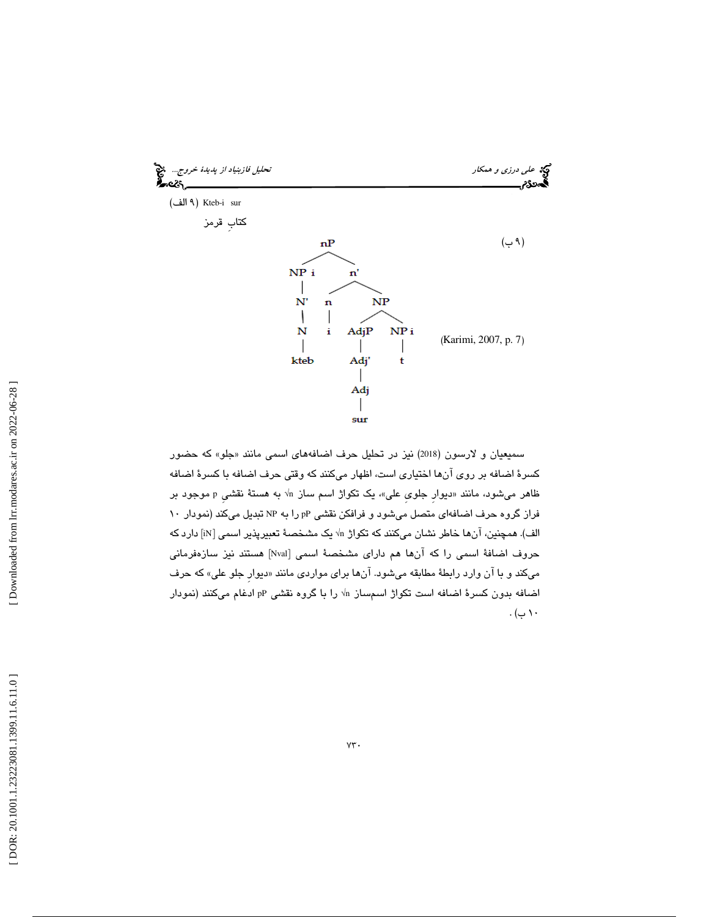(۹ الف) Kteb-i sur

کتابِ قرمز

(۹ ب)

```
                nP
              /    \
          NP i      n'
           |       /   \
           N'     n     NP
           |      |    /   \
           N      i  AdjP   NP i
           |           |      |
         kteb        Adj'     t
                       |
                      Adj
                       |
                      sur
```

(Karimi, 2007, p. 7)

سمیعیان و لارسون (2018) نیز در تحلیل حرف اضافه‌های اسمی مانند «جلو» که حضور کسرهٔ اضافه بر روی آن‌ها اختیاری است، اظهار می‌کنند که وقتی حرف اضافه با کسرهٔ اضافه ظاهر می‌شود، مانند «دیوارِ جلویِ علی»، یک تکواژ اسم ساز √n به هستهٔ نقشیِ p موجود بر فراز گروه حرف اضافه‌ای متصل می‌شود و فرافکن نقشی pP را به NP تبدیل می‌کند (نمودار ۱۰ الف). همچنین، آن‌ها خاطر نشان می‌کنند که تکواژ √n یک مشخصهٔ تعبیرپذیر اسمی [iN] دارد که حروف اضافهٔ اسمی را که آن‌ها هم دارای مشخصهٔ اسمی [Nval] هستند نیز سازه‌فرمانی می‌کند و با آن وارد رابطهٔ مطابقه می‌شود. آن‌ها برای مواردی مانند «دیوارِ جلو علی» که حرف اضافه بدون کسرهٔ اضافه است تکواژ اسم‌ساز √n را با گروه نقشی pP ادغام می‌کنند (نمودار ۱۰ ب).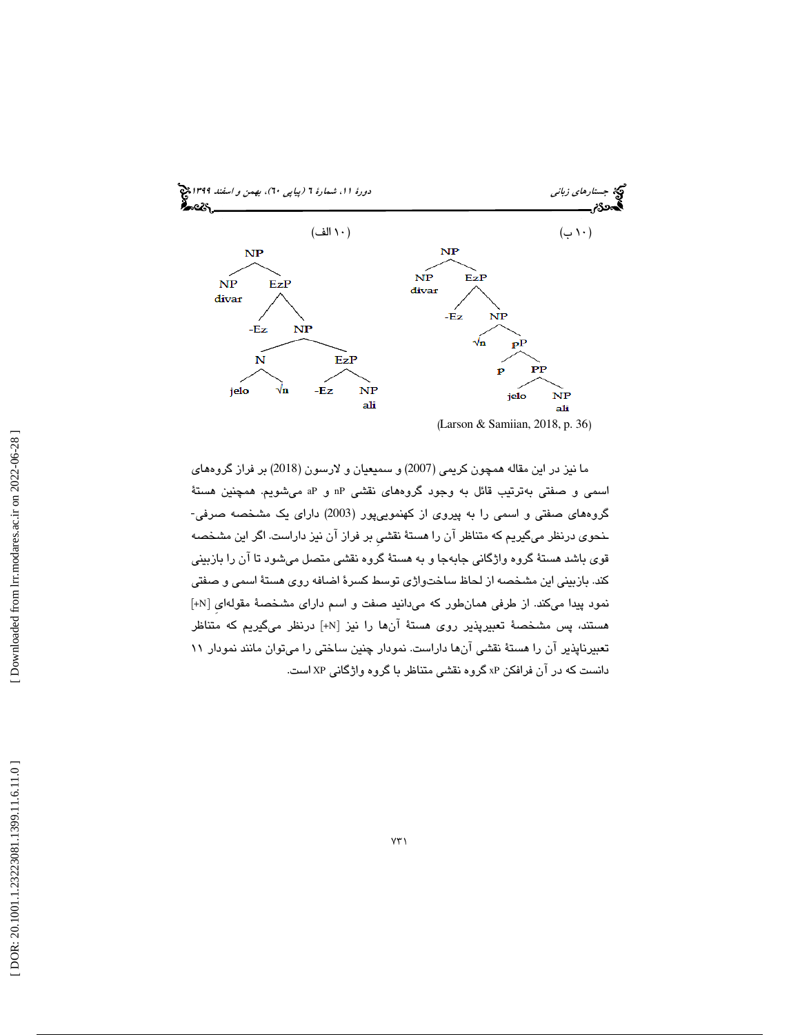(۱۰ الف)

```
NP
├── NP
│   divar
└── EzP
    ├── -Ez
    └── NP
        ├── N
        │   ├── jelo
        │   └── √n
        └── EzP
            ├── -Ez
            └── NP
                ali
```

(۱۰ ب)

```
NP
├── NP
│   divar
└── EzP
    ├── -Ez
    └── NP
        ├── √n
        └── pP
            ├── p
            └── PP
                ├── jelo
                └── NP
                    ali
```

(Larson & Samiian, 2018, p. 36)

ما نیز در این مقاله همچون کریمی (2007) و سمیعیان و لارسون (2018) بر فراز گروه‌های اسمی و صفتی به‌ترتیب قائل به وجود گروه‌های نقشی nP و aP می‌شویم. همچنین هستهٔ گروه‌های صفتی و اسمی را به پیروی از کهنمویی‌پور (2003) دارای یک مشخصه صرفی-نحوی درنظر می‌گیریم که متناظر آن را هستهٔ نقشیِ بر فراز آن نیز داراست. اگر این مشخصه قوی باشد هستهٔ گروه واژگانی جابه‌جا و به هستهٔ گروه نقشی متصل می‌شود تا آن را بازبینی کند. بازبینی این مشخصه از لحاظ ساخت‌واژی توسط کسرهٔ اضافه روی هستهٔ اسمی و صفتی نمود پیدا می‌کند. از طرفی همان‌طور که می‌دانید صفت و اسم دارای مشخصهٔ مقوله‌ایِ [N+] هستند، پس مشخصهٔ تعبیرپذیر روی هستهٔ آن‌ها را نیز [N+] درنظر می‌گیریم که متناظر تعبیرناپذیر آن را هستهٔ نقشی آن‌ها داراست. نمودار چنین ساختی را می‌توان مانند نمودار ۱۱ دانست که در آن فرافکن xP گروه نقشی متناظر با گروه واژگانی XP است.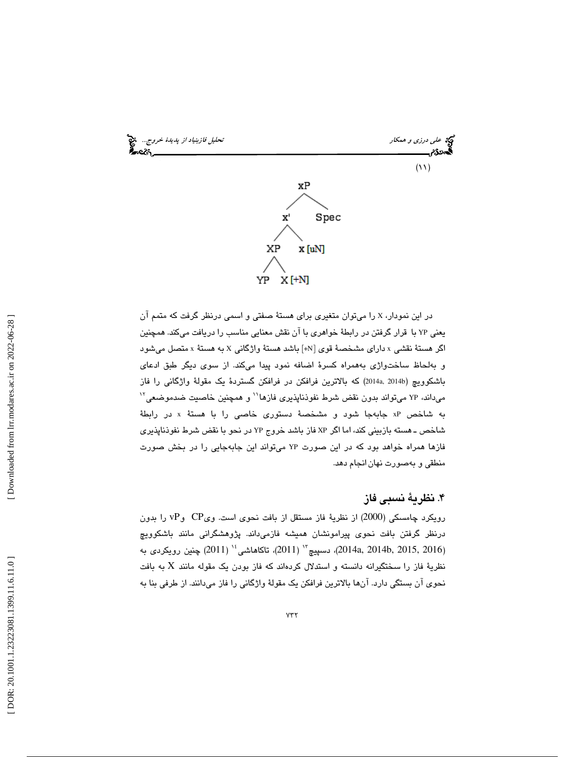(۱۱)

```
              xP
            /    \
          x'      Spec
         /  \
       XP    x [uN]
      /  \
    YP    X [+N]
```

در این نمودار، X را می‌توان متغیری برای هستهٔ صفتی و اسمی درنظر گرفت که متمم آن یعنی YP با قرار گرفتن در رابطهٔ خواهری با آن نقش معنایی مناسب را دریافت می‌کند. همچنین اگر هستهٔ نقشی x دارای مشخصهٔ قوی [+N] باشد هستهٔ واژگانی X به هستهٔ x متصل می‌شود و به‌لحاظ ساخت‌واژی به‌همراه کسرهٔ اضافه نمود پیدا می‌کند. از سوی دیگر طبق ادعای باشکوویچ (2014a, 2014b) که بالاترین فرافکن در فرافکن گستردهٔ یک مقولهٔ واژگانی را فاز می‌داند، YP می‌تواند بدون نقض شرط نفوذناپذیری فازها[11] و همچنین خاصیت ضدموضعی[12] به شاخص xP جابه‌جا شود و مشخصهٔ دستوری خاصی را با هستهٔ x در رابطهٔ شاخص ـ هسته بازبینی کند، اما اگر XP فاز باشد خروج YP در نحو با نقض شرط نفوذناپذیری فازها همراه خواهد بود که در این صورت YP می‌تواند این جابه‌جایی را در بخش صورت منطقی و به‌صورت نهان انجام دهد.

## ۴. نظریهٔ نسبی فاز

رویکرد چامسکی (2000) از نظریهٔ فاز مستقل از بافت نحوی است. وی CP و vP را بدون درنظر گرفتن بافت نحوی پیرامونشان همیشه فاز می‌داند. پژوهشگرانی مانند باشکوویچ (2014a, 2014b, 2015, 2016)، دسپیچ[13] (2011)، تاکاهاشی[14] (2011) چنین رویکردی به نظریهٔ فاز را سختگیرانه دانسته و استدلال کرده‌اند که فاز بودن یک مقوله مانند X به بافت نحوی آن بستگی دارد. آن‌ها بالاترین فرافکن یک مقولهٔ واژگانی را فاز می‌دانند. از طرفی بنا به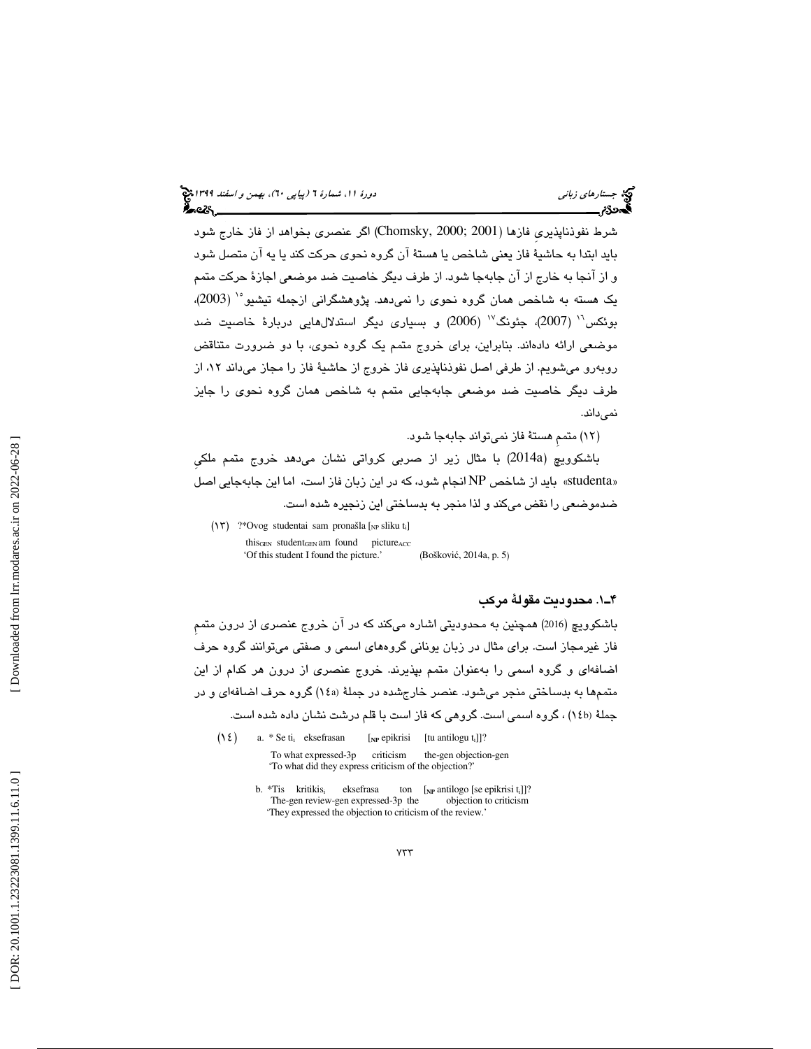شرط نفوذناپذیریِ فازها (Chomsky, 2000; 2001) اگر عنصری بخواهد از فاز خارج شود باید ابتدا به حاشیهٔ فاز یعنی شاخص یا هستهٔ آن گروه نحوی حرکت کند یا به آن متصل شود و از آنجا به خارج از آن جابه‌جا شود. از طرف دیگر خاصیت ضد موضعی اجازهٔ حرکت متمم یک هسته به شاخص همان گروه نحوی را نمی‌دهد. پژوهشگرانی ازجمله تیشیو[15] (2003)، بوئکس[16] (2007)، جئونگ[17] (2006) و بسیاری دیگر استدلال‌هایی دربارهٔ خاصیت ضد موضعی ارائه داده‌اند. بنابراین، برای خروج متمم یک گروه نحوی، با دو ضرورت متناقض روبه‌رو می‌شویم. از طرفی اصل نفوذناپذیری فاز خروج از حاشیهٔ فاز را مجاز می‌داند ۱۲، از طرف دیگر خاصیت ضد موضعی جابه‌جایی متمم به شاخص همان گروه نحوی را جایز نمی‌داند.

(۱۲) متممِ هستهٔ فاز نمی‌تواند جابه‌جا شود.

باشکوویچ (2014a) با مثال زیر از صربی کرواتی نشان می‌دهد خروج متمم ملکیِ «studenta» باید از شاخص NP انجام شود، که در این زبان فاز است، اما این جابه‌جایی اصل ضدموضعی را نقض می‌کند و لذا منجر به بدساختی این زنجیره شده است.

(۱۳) ?*Ovog studenta$_i$ sam pronašla [$_{NP}$ sliku t$_i$]
this$_{GEN}$ student$_{GEN}$ am found picture$_{ACC}$
'Of this student I found the picture.' (Bošković, 2014a, p. 5)

### ۴ـ۱. محدودیت مقولهٔ مرکب

باشکوویچ (2016) همچنین به محدودیتی اشاره می‌کند که در آن خروج عنصری از درون متممِ فاز غیرمجاز است. برای مثال در زبان یونانی گروه‌های اسمی و صفتی می‌توانند گروه حرف اضافه‌ای و گروه اسمی را به‌عنوان متمم بپذیرند. خروج عنصری از درون هر کدام از این متمم‌ها به بدساختی منجر می‌شود. عنصر خارج‌شده در جملهٔ (۱۴a) گروه حرف اضافه‌ای و در جملهٔ (۱۴b)، گروه اسمی است. گروهی که فاز است با قلم درشت نشان داده شده است.

(۱٤) a. * Se ti$_i$ eksefrasan [$_{NP}$ epikrisi [tu antilogu t$_i$]]?
To what expressed-3p criticism the-gen objection-gen
'To what did they express criticism of the objection?'

b. *Tis kritikis$_i$ eksefrasa ton [$_{NP}$ antilogo [se epikrisi t$_i$]]?
The-gen review-gen expressed-3p the objection to criticism
'They expressed the objection to criticism of the review.'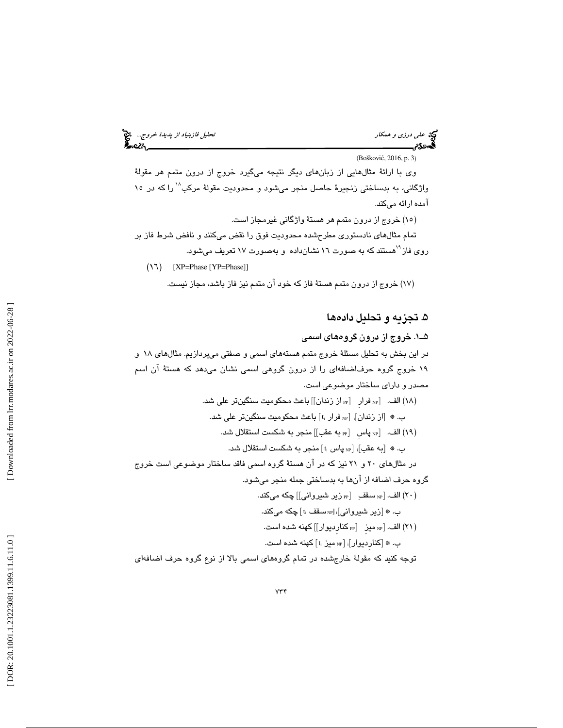(Bošković, 2016, p. 3)

وی با ارائهٔ مثال‌هایی از زبان‌های دیگر نتیجه می‌گیرد خروج از درون متمم هر مقولهٔ واژگانی، به بدساختی زنجیرهٔ حاصل منجر می‌شود و محدودیت مقولهٔ مرکب[18] را که در ۱۵ آمده ارائه می‌کند.

(۱۵) خروج از درون متمم هر هستهٔ واژگانی غیرمجاز است.

تمام مثال‌های نادستوری مطرح‌شده محدودیت فوق را نقض می‌کنند و ناقض شرط فاز بر روی فاز[19] هستند که به صورت ۱۶ نشان‌داده و به‌صورت ۱۷ تعریف می‌شود.

(۱۶) [XP=Phase [YP=Phase]]

(۱۷) خروج از درون متمم هستهٔ فاز که خود آن متمم نیز فاز باشد، مجاز نیست.

## ۵. تجزیه و تحلیل داده‌ها

### ۵ـ۱. خروج از درون گروه‌های اسمی

در این بخش به تحلیل مسئلهٔ خروج متمم هسته‌های اسمی و صفتی می‌پردازیم. مثال‌های ۱۸ و ۱۹ خروج گروه حرف‌اضافه‌ای را از درون گروهی اسمی نشان می‌دهد که هستهٔ آن اسم مصدر و دارای ساختار موضوعی است.

(۱۸) الف. [$_{NP}$ فرارِ [$_{PP}$ از زندان]] باعث محکومیت سنگین‌تر علی شد.

ب. * [از زندان]$_i$ [$_{NP}$ فرار $t_i$] باعث محکومیت سنگین‌تر علی شد.

(۱۹) الف. [$_{NP}$ پاسِ [$_{PP}$ به عقب]] منجر به شکست استقلال شد.

ب. * [به عقب]$_i$ [$_{NP}$ پاس $t_i$] منجر به شکست استقلال شد.

در مثال‌های ۲۰ و ۲۱ نیز که در آن هستهٔ گروه اسمی فاقد ساختار موضوعی است خروج گروه حرف اضافه از آن‌ها به بدساختی جمله منجر می‌شود.

(۲۰) الف. [$_{NP}$ سقفِ [$_{PP}$ زیر شیروانی]] چکه می‌کند.

ب. * [زیر شیروانی]$_i$ [$_{NP}$ سقف $t_i$] چکه می‌کند.

(۲۱) الف. [$_{NP}$ میزِ [$_{PP}$ کنارِدیوار]] کهنه شده است.

ب. * [کنارِدیوار]$_i$ [$_{NP}$ میز $t_i$] کهنه شده است.

توجه کنید که مقولهٔ خارج‌شده در تمام گروه‌های اسمی بالا از نوع گروه حرف اضافه‌ای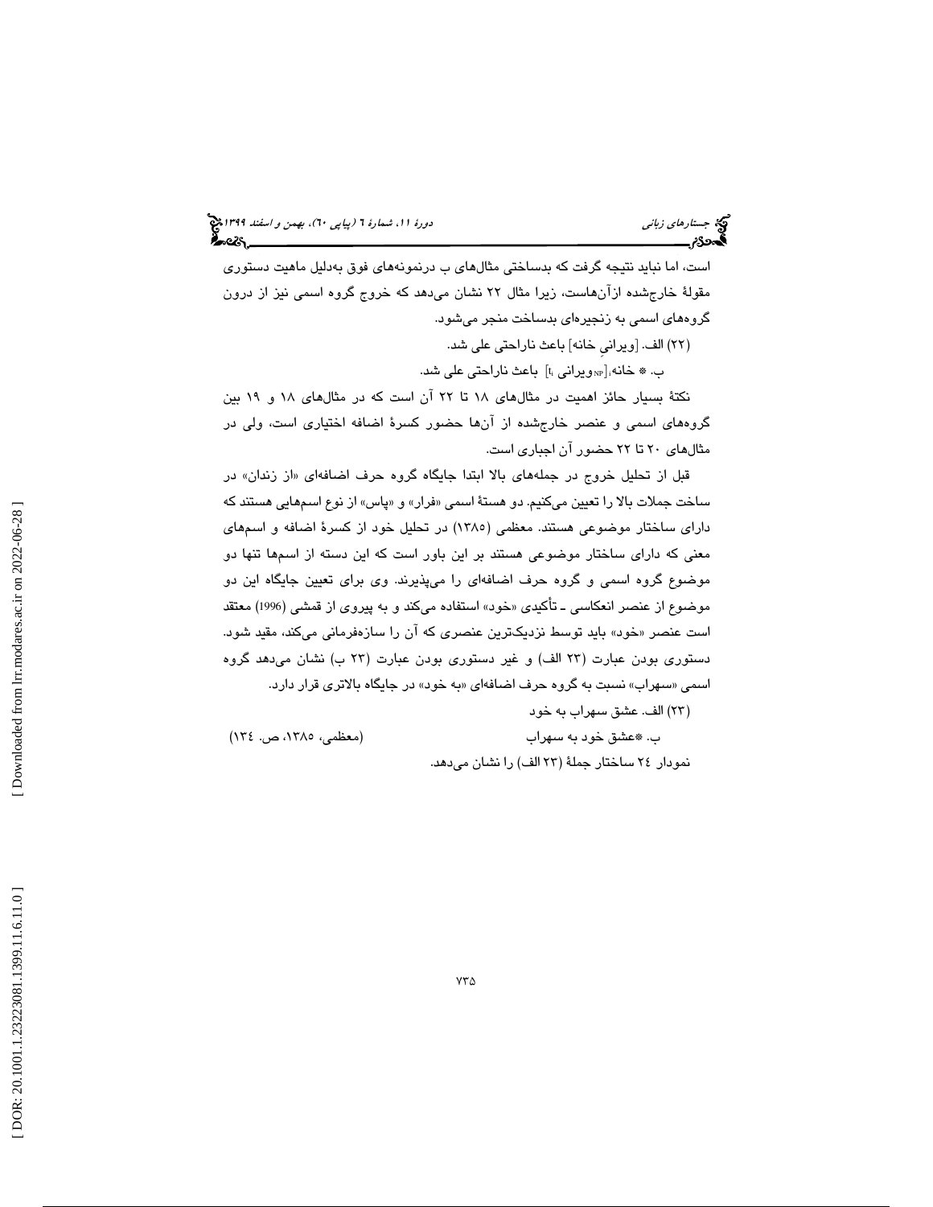است، اما نباید نتیجه گرفت که بدساختی مثال‌های ب درنمونه‌های فوق به‌دلیل ماهیت دستوری مقولۀ خارج‌شده ازآن‌هاست، زیرا مثال ۲۲ نشان می‌دهد که خروج گروه اسمی نیز از درون گروه‌های اسمی به زنجیره‌ای بدساخت منجر می‌شود.

(۲۲) الف. [ویرانیِ خانه] باعث ناراحتی علی شد.

ب. * خانه$_i$[$_{NP}$ویرانی $t_i$] باعث ناراحتی علی شد.

نکتۀ بسیار حائز اهمیت در مثال‌های ۱۸ تا ۲۲ آن است که در مثال‌های ۱۸ و ۱۹ بین گروه‌های اسمی و عنصر خارج‌شده از آن‌ها حضور کسرۀ اضافه اختیاری است، ولی در مثال‌های ۲۰ تا ۲۲ حضور آن اجباری است.

قبل از تحلیل خروج در جمله‌های بالا ابتدا جایگاه گروه حرف اضافه‌ای «از زندان» در ساخت جملات بالا را تعیین می‌کنیم. دو هستۀ اسمی «فرار» و «پاس» از نوع اسم‌هایی هستند که دارای ساختار موضوعی هستند. معظمی (۱۳۸۵) در تحلیل خود از کسرۀ اضافه و اسم‌های معنی که دارای ساختار موضوعی هستند بر این باور است که این دسته از اسم‌ها تنها دو موضوع گروه اسمی و گروه حرف اضافه‌ای را می‌پذیرند. وی برای تعیین جایگاه این دو موضوع از عنصر انعکاسی ـ تأکیدی «خود» استفاده می‌کند و به پیروی از قمشی (1996) معتقد است عنصر «خود» باید توسط نزدیک‌ترین عنصری که آن را سازه‌فرمانی می‌کند، مقید شود. دستوری بودن عبارت (۲۳ الف) و غیر دستوری بودن عبارت (۲۳ ب) نشان می‌دهد گروه اسمی «سهراب» نسبت به گروه حرف اضافه‌ای «به خود» در جایگاه بالاتری قرار دارد.

(۲۳) الف. عشق سهراب به خود

ب. *عشق خود به سهراب (معظمی، ۱۳۸۵، ص. ۱۳٤)

نمودار ۲٤ ساختار جملۀ (۲۳ الف) را نشان می‌دهد.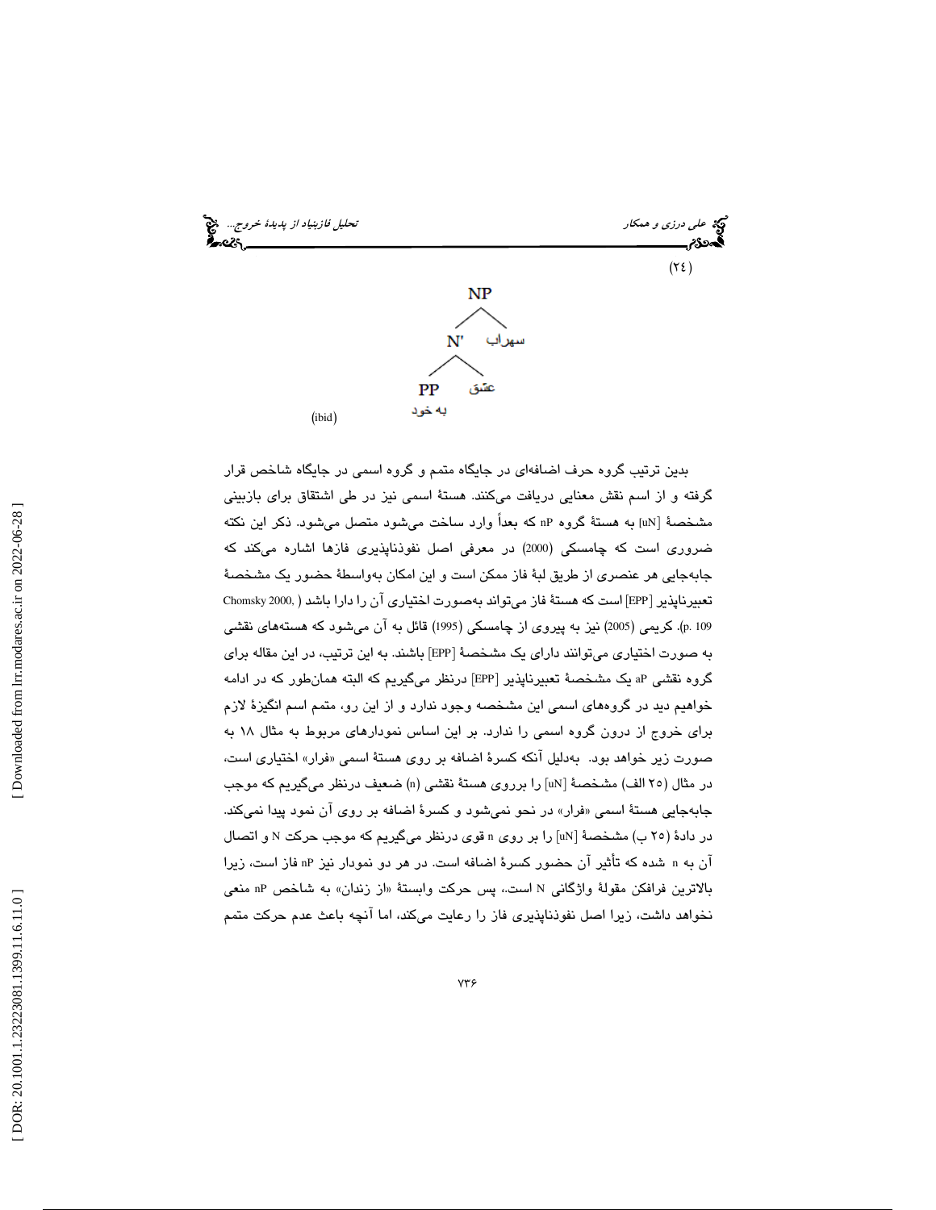(۲۴)

```
            NP
           /  \
         N'    سهراب
        /  \
      PP    عشق
    به خود
```

(ibid)

بدین ترتیب گروه حرف اضافه‌ای در جایگاه متمم و گروه اسمی در جایگاه شاخص قرار گرفته و از اسم نقش معنایی دریافت می‌کنند. هستهٔ اسمی نیز در طی اشتقاق برای بازبینی مشخصهٔ [uN] به هستهٔ گروه nP که بعداً وارد ساخت می‌شود متصل می‌شود. ذکر این نکته ضروری است که چامسکی (2000) در معرفی اصل نفوذناپذیری فازها اشاره می‌کند که جابه‌جایی هر عنصری از طریق لبهٔ فاز ممکن است و این امکان به‌واسطهٔ حضور یک مشخصهٔ تعبیرناپذیر [EPP] است که هستهٔ فاز می‌تواند به‌صورت اختیاری آن را دارا باشد (Chomsky 2000, p. 109). کریمی (2005) نیز به پیروی از چامسکی (1995) قائل به آن می‌شود که هسته‌های نقشی به صورت اختیاری می‌توانند دارای یک مشخصهٔ [EPP] باشند. به این ترتیب، در این مقاله برای گروه نقشی aP یک مشخصهٔ تعبیرناپذیر [EPP] درنظر می‌گیریم که البته همان‌طور که در ادامه خواهیم دید در گروه‌های اسمی این مشخصه وجود ندارد و از این رو، متمم اسم انگیزهٔ لازم برای خروج از درون گروه اسمی را ندارد. بر این اساس نمودارهای مربوط به مثال ۱۸ به صورت زیر خواهد بود. به‌دلیل آنکه کسرهٔ اضافه بر روی هستهٔ اسمی «فرار» اختیاری است، در مثال (۲۵ الف) مشخصهٔ [uN] را برروی هستهٔ نقشی (n) ضعیف درنظر می‌گیریم که موجب جابه‌جایی هستهٔ اسمی «فرار» در نحو نمی‌شود و کسرهٔ اضافه بر روی آن نمود پیدا نمی‌کند. در دادهٔ (۲۵ ب) مشخصهٔ [uN] را بر روی n قوی درنظر می‌گیریم که موجب حرکت N و اتصال آن به n شده که تأثیر آن حضور کسرهٔ اضافه است. در هر دو نمودار نیز nP فاز است، زیرا بالاترین فرافکن مقولهٔ واژگانی N است.، پس حرکت وابستهٔ «از زندان» به شاخص nP منعی نخواهد داشت، زیرا اصل نفوذناپذیری فاز را رعایت می‌کند، اما آنچه باعث عدم حرکت متمم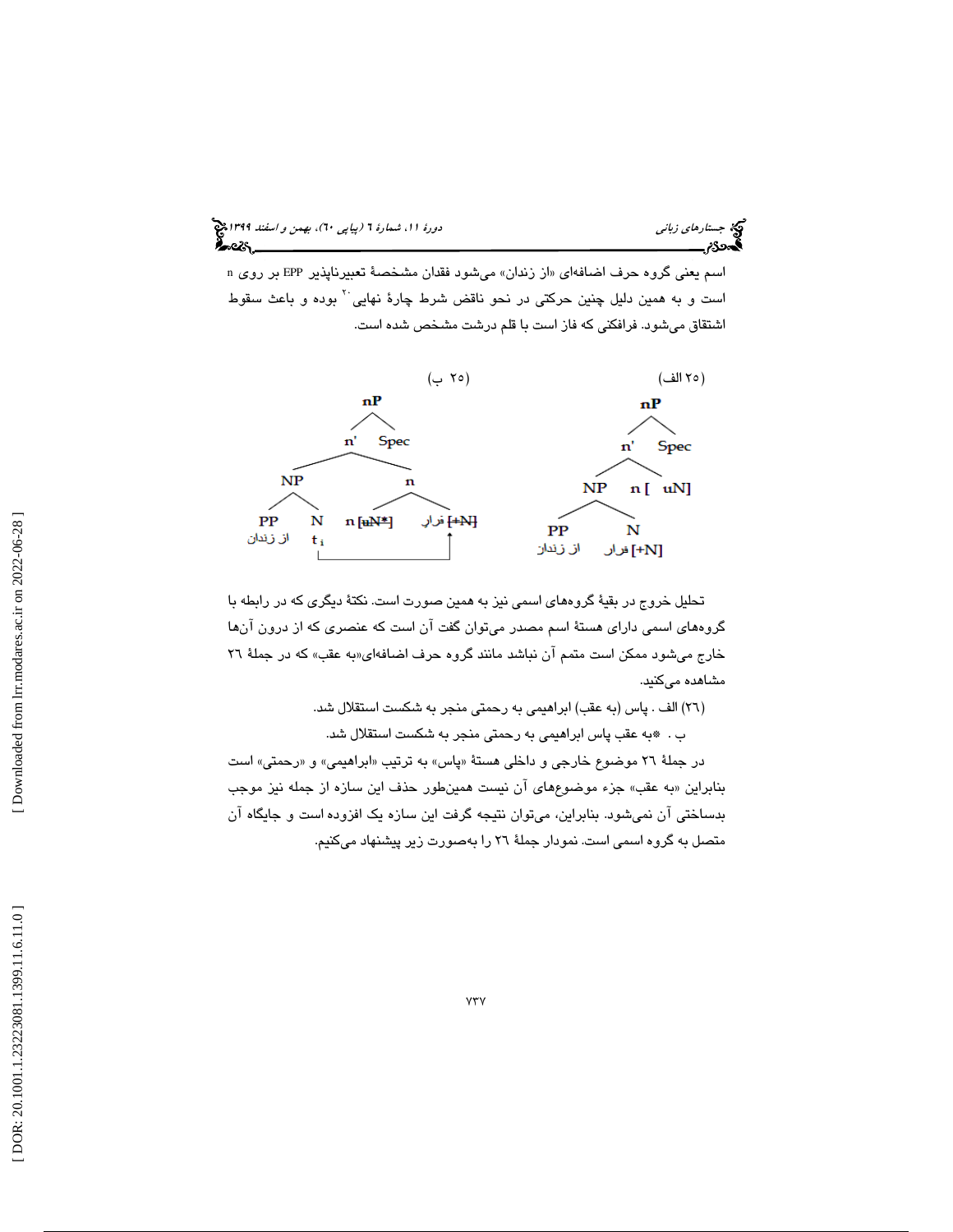اسم یعنی گروه حرف اضافه‌ای «از زندان» می‌شود فقدان مشخصهٔ تعبیرناپذیر EPP بر روی n است و به همین دلیل چنین حرکتی در نحو ناقض شرط چارهٔ نهایی[20] بوده و باعث سقوط اشتقاق می‌شود. فرافکنی که فاز است با قلم درشت مشخص شده است.

(۲۵ الف)

```
            nP
          /    \
        n'      Spec
       /   \
     NP     n [ uN]
    /   \
  PP     N
از زندان  فرار [+N]
```

(۲۵ ب)

```
              nP
            /    \
          n'      Spec
        /    \
      NP       n
     /  \     /    \
   PP    N   n [uN*]  فرار [+N]
از زندان  t_i
```

تحلیل خروج در بقیهٔ گروه‌های اسمی نیز به همین صورت است. نکتهٔ دیگری که در رابطه با گروه‌های اسمی دارای هستهٔ اسم مصدر می‌توان گفت آن است که عنصری که از درون آن‌ها خارج می‌شود ممکن است متمم آن نباشد مانند گروه حرف اضافه‌ای«به عقب» که در جملهٔ ۲۶ مشاهده می‌کنید.

(۲۶) الف . پاس (به عقب) ابراهیمی به رحمتی منجر به شکست استقلال شد.

ب . *به عقب پاس ابراهیمی به رحمتی منجر به شکست استقلال شد.

در جملهٔ ۲۶ موضوع خارجی و داخلی هستهٔ «پاس» به ترتیب «ابراهیمی» و «رحمتی» است بنابراین «به عقب» جزء موضوع‌های آن نیست همین‌طور حذف این سازه از جمله نیز موجب بدساختی آن نمی‌شود. بنابراین، می‌توان نتیجه گرفت این سازه یک افزوده است و جایگاه آن متصل به گروه اسمی است. نمودار جملهٔ ۲۶ را به‌صورت زیر پیشنهاد می‌کنیم.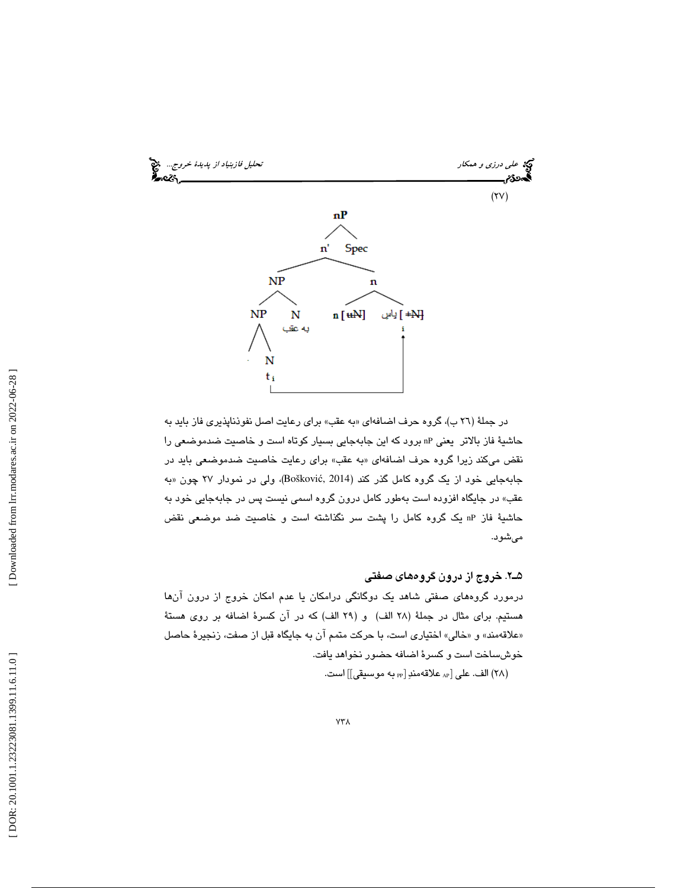(۲۷)

```
                nP
               /  \
             n'    Spec
            /  \
          NP     n
         /  \   /  \
       NP    N  n [uN]  پاس [ +N]
       |   به عقب            i
       N                     ↑
       tᵢ ___________________|
```

در جملهٔ (۲۶ ب)، گروه حرف اضافه‌ای «به عقب» برای رعایت اصل نفوذناپذیری فاز باید به حاشیهٔ فاز بالاتر یعنی nP برود که این جابه‌جایی بسیار کوتاه است و خاصیت ضدموضعی را نقض می‌کند زیرا گروه حرف اضافه‌ای «به عقب» برای رعایت خاصیت ضدموضعی باید در جابه‌جایی خود از یک گروه کامل گذر کند (Bošković, 2014)، ولی در نمودار ۲۷ چون «به عقب» در جایگاه افزوده است به‌طور کامل درون گروه اسمی نیست پس در جابه‌جایی خود به حاشیهٔ فاز nP یک گروه کامل را پشت سر نگذاشته است و خاصیت ضد موضعی نقض می‌شود.

### ۵ـ۲. خروج از درون گروه‌های صفتی

درمورد گروه‌های صفتی شاهد یک دوگانگی درامکان یا عدم امکان خروج از درون آن‌ها هستیم. برای مثال در جملهٔ (۲۸ الف) و (۲۹ الف) که در آن کسرهٔ اضافه بر روی هستهٔ «علاقه‌مند» و «خالی» اختیاری است، با حرکت متمم آن به جایگاه قبل از صفت، زنجیرهٔ حاصل خوش‌ساخت است و کسرهٔ اضافه حضور نخواهد یافت.

(۲۸) الف. علی [$_{AP}$ علاقه‌مندِ [$_{PP}$ به موسیقی]] است.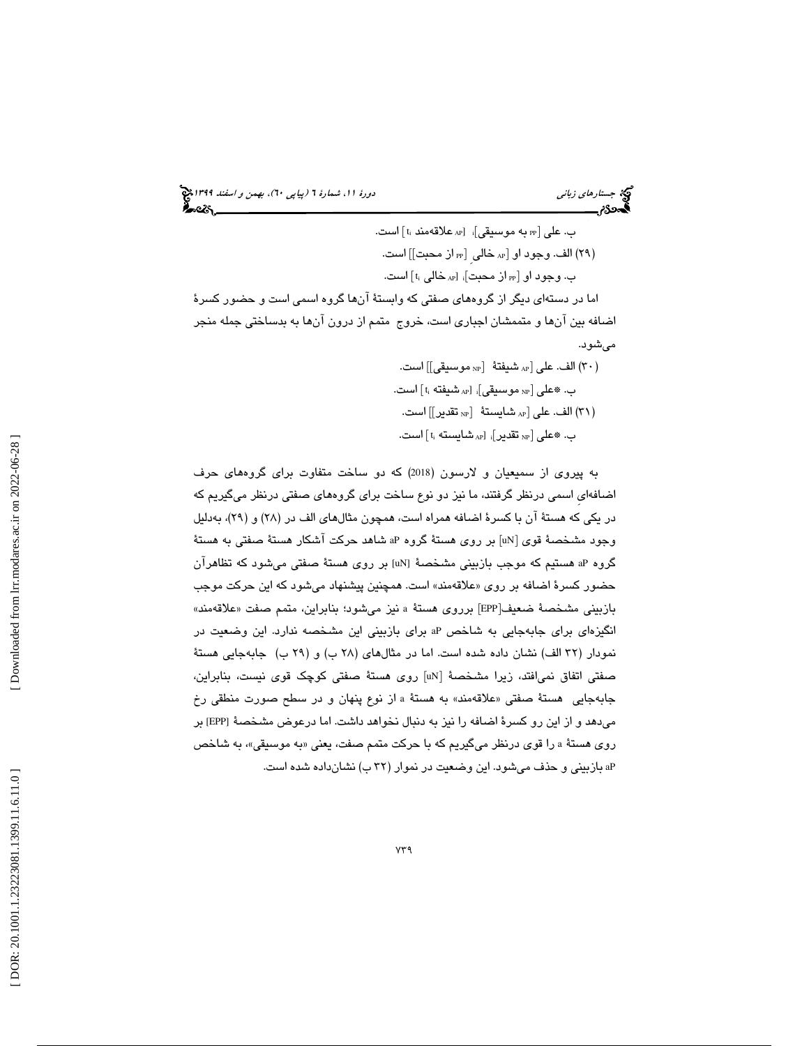ب. علی [PP به موسیقی]i [AP علاقه‌مند ti ] است.

(۲۹) الف. وجود او [AP خالیِ [PP از محبت]] است.

ب. وجود او [PP از محبت]i [AP خالی ti ] است.

اما در دسته‌ای دیگر از گروه‌های صفتی که وابستهٔ آن‌ها گروه اسمی است و حضور کسرهٔ اضافه بین آن‌ها و متممشان اجباری است، خروج متمم از درون آن‌ها به بدساختی جمله منجر می‌شود.

(۳۰) الف. علی [AP شیفتهٔ [NP موسیقی]] است.

ب. *علی [NP موسیقی]i [AP شیفته ti ] است.

(۳۱) الف. علی [AP شایستهٔ [NP تقدیر]] است.

ب. *علی [NP تقدیر]i [AP شایسته ti ] است.

به پیروی از سمیعیان و لارسون (2018) که دو ساخت متفاوت برای گروه‌های حرف اضافه‌ایِ اسمی درنظر گرفتند، ما نیز دو نوع ساخت برای گروه‌های صفتی درنظر می‌گیریم که در یکی که هستهٔ آن با کسرهٔ اضافه همراه است، همچون مثال‌های الف در (۲۸) و (۲۹)، به‌دلیل وجود مشخصهٔ قوی [uN] بر روی هستهٔ گروه aP شاهد حرکت آشکار هستهٔ صفتی به هستهٔ گروه aP هستیم که موجب بازبینی مشخصهٔ [uN] بر روی هستهٔ صفتی می‌شود که تظاهرآن حضور کسرهٔ اضافه بر روی «علاقه‌مند» است. همچنین پیشنهاد می‌شود که این حرکت موجب بازبینی مشخصهٔ ضعیف[EPP] برروی هستهٔ a نیز می‌شود؛ بنابراین، متمم صفت «علاقه‌مند» انگیزه‌ای برای جابه‌جایی به شاخص aP برای بازبینی این مشخصه ندارد. این وضعیت در نمودار (۳۲ الف) نشان داده شده است. اما در مثال‌های (۲۸ ب) و (۲۹ ب) جابه‌جایی هستهٔ صفتی اتفاق نمی‌افتد، زیرا مشخصهٔ [uN] روی هستهٔ صفتی کوچک قوی نیست، بنابراین، جابه‌جایی هستهٔ صفتی «علاقه‌مند» به هستهٔ a از نوع پنهان و در سطح صورت منطقی رخ می‌دهد و از این رو کسرهٔ اضافه را نیز به دنبال نخواهد داشت. اما درعوض مشخصهٔ [EPP] بر روی هستهٔ a را قوی درنظر می‌گیریم که با حرکت متمم صفت، یعنی «به موسیقی»، به شاخص aP بازبینی و حذف می‌شود. این وضعیت در نموار (۳۲ ب) نشان‌داده شده است.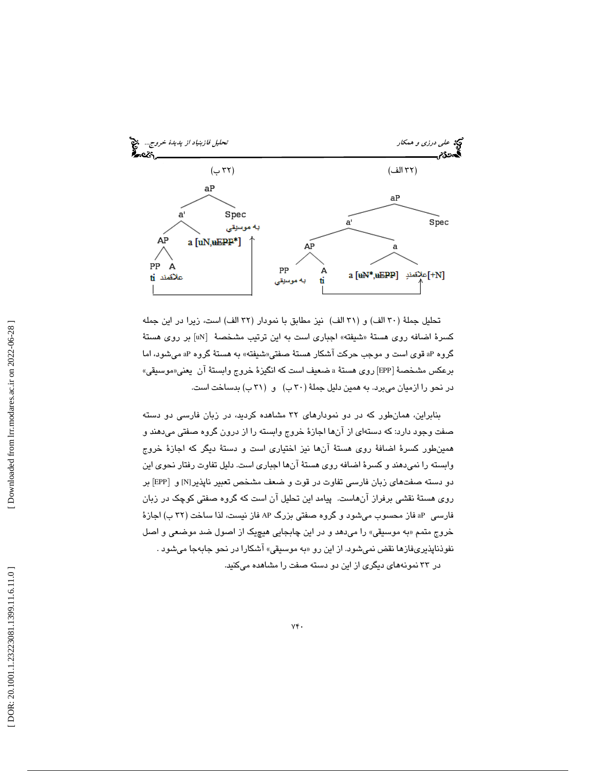(۳۲ الف)

(۳۲ ب)

```
(۳۲ الف)
aP
├── a'
│   ├── AP
│   │   ├── PP: به موسیقی
│   │   └── A: ti
│   └── a
│       ├── a [uN*,uEPP]
│       └── علاقمندِ[+N]   ← (moved from ti)
└── Spec

(۳۲ ب)
aP
├── a'
│   ├── AP
│   │   ├── PP: ti
│   │   └── A: علاقمند
│   └── a [uN,uEPP*]
└── Spec: به موسیقی   ← (moved from ti)
```

تحلیل جملهٔ (۳۰ الف) و (۳۱ الف) نیز مطابق با نمودار (۳۲ الف) است، زیرا در این جمله کسرهٔ اضافه روی هستهٔ «شیفته» اجباری است به این ترتیب مشخصهٔ [uN] بر روی هستهٔ گروه aP قوی است و موجب حرکت آشکار هستهٔ صفتی«شیفته» به هستهٔ گروه aP می‌شود، اما برعکس مشخصهٔ [EPP] روی هستهٔ a ضعیف است که انگیزهٔ خروج وابستهٔ آن یعنی«موسیقی» در نحو را ازمیان می‌برد. به همین دلیل جملهٔ (۳۰ ب) و (۳۱ ب) بدساخت است.

بنابراین، همان‌طور که در دو نمودارهای ۳۲ مشاهده کردید، در زبان فارسی دو دسته صفت وجود دارد: که دسته‌ای از آن‌ها اجازهٔ خروج وابسته را از درون گروه صفتی می‌دهند و همین‌طور کسرهٔ اضافهٔ روی هستهٔ آن‌ها نیز اختیاری است و دستهٔ دیگر که اجازهٔ خروج وابسته را نمی‌دهند و کسرهٔ اضافه روی هستهٔ آن‌ها اجباری است. دلیل تفاوت رفتار نحوی این دو دسته صفت‌های زبان فارسی تفاوت در قوت و ضعف مشخص تعبیر ناپذیر[N] و [EPP] بر روی هستهٔ نقشی برفراز آن‌هاست. پیامد این تحلیل آن است که گروه صفتی کوچک در زبان فارسی aP فاز محسوب می‌شود و گروه صفتی بزرگ AP فاز نیست، لذا ساخت (۳۲ ب) اجازهٔ خروج متمم «به موسیقی» را می‌دهد و در این چابجایی هیچیک از اصول ضد موضعی و اصل نفوذناپذیری‌فازها نقض نمی‌شود. از این رو «به موسیقی» آشکارا در نحو جابه‌جا می‌شود.

در ۳۳ نمونه‌های دیگری از این دو دسته صفت را مشاهده می‌کنید.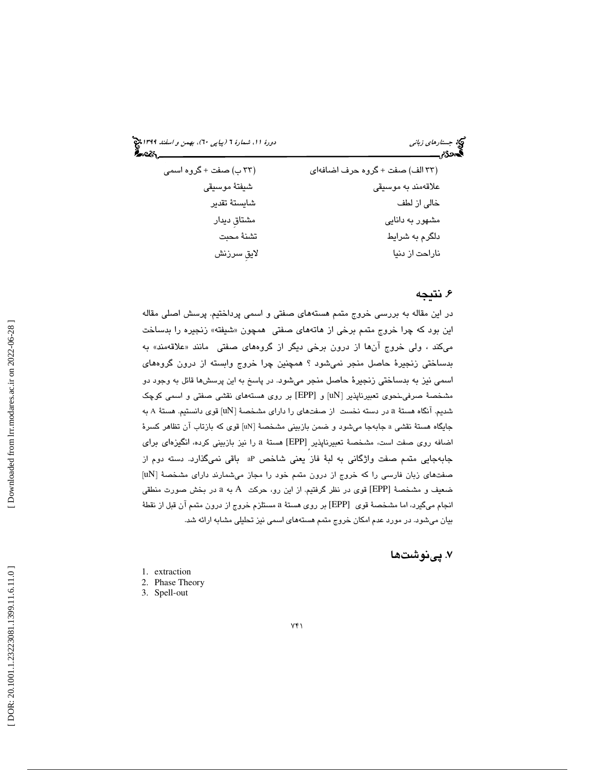| (۳۳ الف) صفت + گروه حرف اضافه‌ای | (۳۳ ب) صفت + گروه اسمی |
|---|---|
| علاقه‌مند به موسیقی | شیفتهٔ موسیقی |
| خالی از لطف | شایستهٔ تقدیر |
| مشهور به دانایی | مشتاقِ دیدار |
| دلگرم به شرایط | تشنهٔ محبت |
| ناراحت از دنیا | لایقِ سرزنش |

## ۶. نتیجه

در این مقاله به بررسی خروج متمم هسته‌های صفتی و اسمی پرداختیم. پرسش اصلی مقاله این بود که چرا خروج متمم برخی از هاته‌های صفتی همچون «شیفته» زنجیره را بدساخت می‌کند ، ولی خروج آن‌ها از درون برخی دیگر از گروه‌های صفتی مانند «علاقه‌مند» به بدساختی زنجیرهٔ حاصل منجر نمی‌شود ؟ همچنین چرا خروج وابسته از درون گروه‌های اسمی نیز به بدساختی زنجیرهٔ حاصل منجر می‌شود. در پاسخ به این پرسش‌ها قائل به وجود دو مشخصهٔ صرفی‌ـنحوی تعبیرناپذیر [uN] و [EPP] بر روی هسته‌های نقشی صفتی و اسمی کوچک شدیم. آنگاه هستهٔ a در دسته نخست از صفت‌های را دارای مشخصهٔ [uN] قوی دانستیم. هستهٔ A به جایگاه هستهٔ نقشی a جابه‌جا می‌شود و ضمن بازبینی مشخصهٔ [uN] قوی که بازتاب آن تظاهر کسرهٔ اضافه روی صفت است، مشخصهٔ تعبیرناپذیرِ [EPP] هستهٔ a را نیز بازبینی کرده، انگیزه‌ای برای جابه‌جایی متمم صفت واژگانی به لبهٔ فاز یعنی شاخص aP باقی نمی‌گذارد. دسته دوم از صفت‌های زبان فارسی را که خروج از درون متمم خود را مجاز می‌شمارند دارای مشخصهٔ [uN] ضعیف و مشخصهٔ [EPP] قوی در نظر گرفتیم. از این رو، حرکت A به a در بخش صورت منطقی انجام می‌گیرد، اما مشخصهٔ قوی [EPP] بر روی هستهٔ a مستلزم خروج از درون متمم آن قبل از نقطهٔ بیان می‌شود. در مورد عدم امکان خروج متمم هسته‌های اسمی نیز تحلیلی مشابه ارائه شد.

## ۷. پی‌نوشت‌ها

1. extraction
2. Phase Theory
3. Spell-out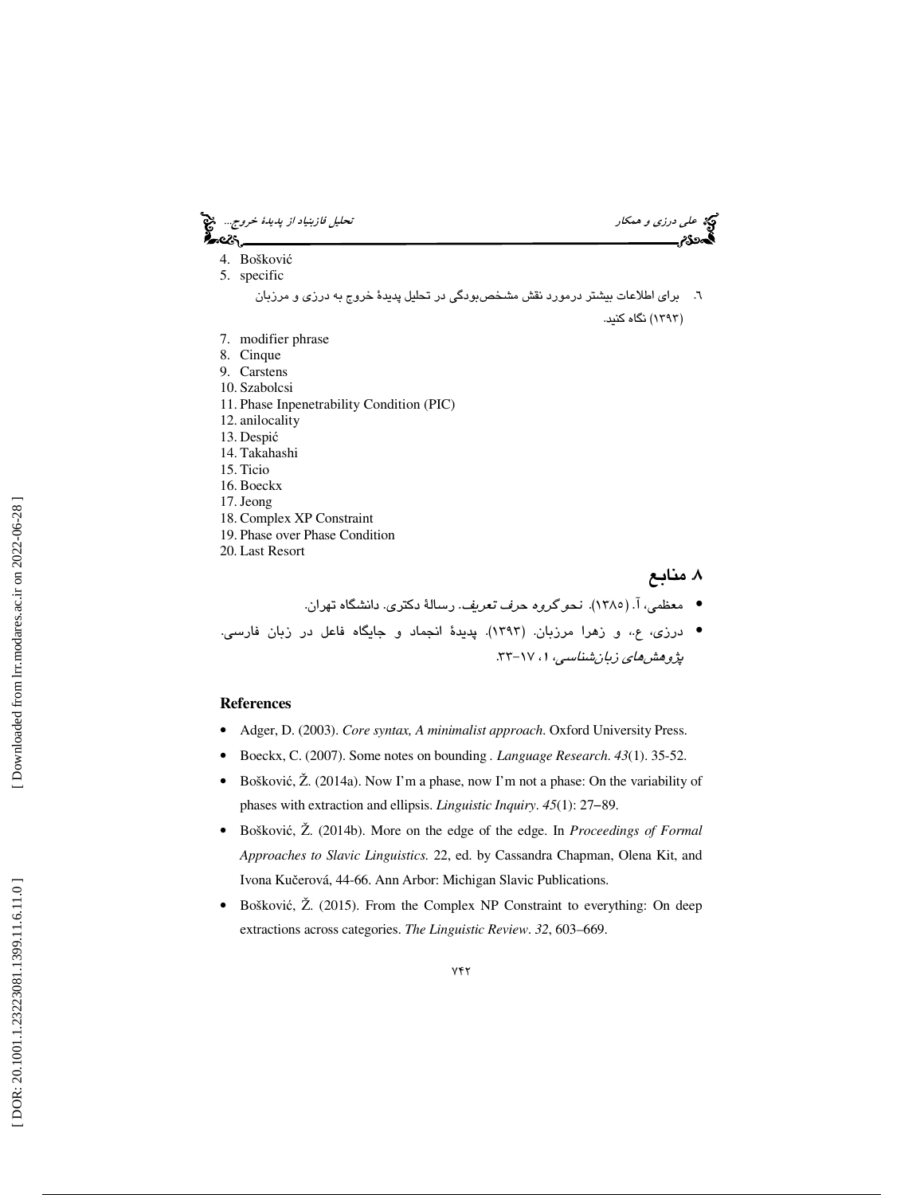4. Bošković
5. specific
6. برای اطلاعات بیشتر درمورد نقش مشخص‌بودگی در تحلیل پدیدهٔ خروج به درزی و مرزبان (۱۳۹۳) نگاه کنید.
7. modifier phrase
8. Cinque
9. Carstens
10. Szabolcsi
11. Phase Inpenetrability Condition (PIC)
12. anilocality
13. Despić
14. Takahashi
15. Ticio
16. Boeckx
17. Jeong
18. Complex XP Constraint
19. Phase over Phase Condition
20. Last Resort

## ۸ منابع

- معظمی، آ. (۱۳۸۵). *نحو گروه حرف تعریف*. رسالهٔ دکتری. دانشگاه تهران.
- درزی، ع.، و زهرا مرزبان. (۱۳۹۳). پدیدهٔ انجماد و جایگاه فاعل در زبان فارسی. *پژوهش‌های زبان‌شناسی*، ۱، ۱۷–۳۳.

## References

- Adger, D. (2003). *Core syntax, A minimalist approach*. Oxford University Press.
- Boeckx, C. (2007). Some notes on bounding . *Language Research*. *43*(1). 35-52.
- Bošković, Ž. (2014a). Now I'm a phase, now I'm not a phase: On the variability of phases with extraction and ellipsis. *Linguistic Inquiry*. *45*(1): 27–89.
- Bošković, Ž. (2014b). More on the edge of the edge. In *Proceedings of Formal Approaches to Slavic Linguistics.* 22, ed. by Cassandra Chapman, Olena Kit, and Ivona Kučerová, 44-66. Ann Arbor: Michigan Slavic Publications.
- Bošković, Ž. (2015). From the Complex NP Constraint to everything: On deep extractions across categories. *The Linguistic Review*. *32*, 603–669.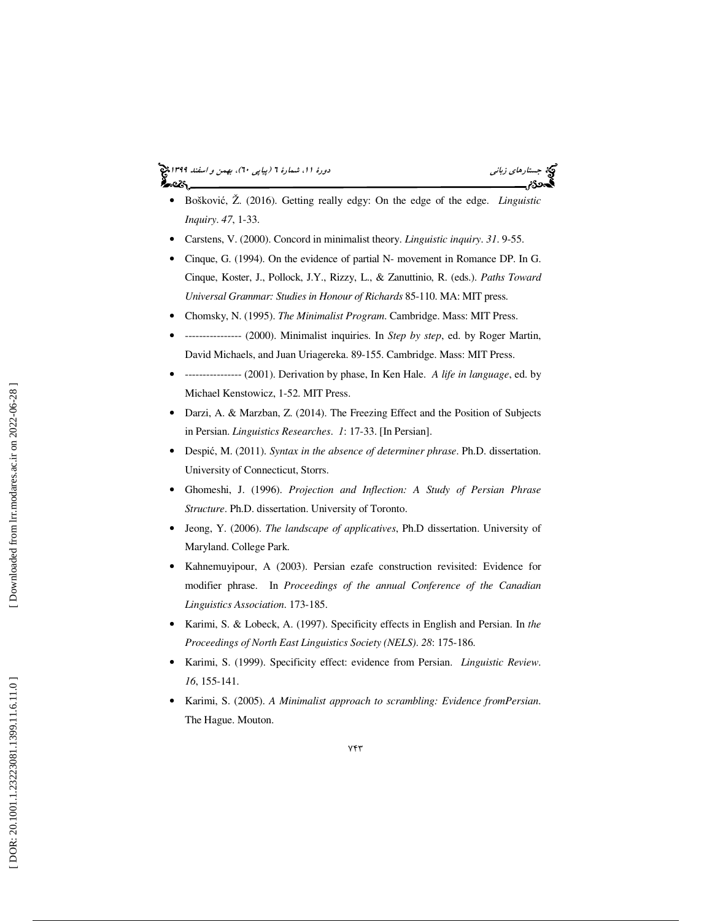- Bošković, Ž. (2016). Getting really edgy: On the edge of the edge. *Linguistic Inquiry*. *47*, 1-33.
- Carstens, V. (2000). Concord in minimalist theory. *Linguistic inquiry*. *31*. 9-55.
- Cinque, G. (1994). On the evidence of partial N- movement in Romance DP. In G. Cinque, Koster, J., Pollock, J.Y., Rizzy, L., & Zanuttinio, R. (eds.). *Paths Toward Universal Grammar: Studies in Honour of Richards* 85-110. MA: MIT press.
- Chomsky, N. (1995). *The Minimalist Program*. Cambridge. Mass: MIT Press.
- ---------------- (2000). Minimalist inquiries. In *Step by step*, ed. by Roger Martin, David Michaels, and Juan Uriagereka. 89-155. Cambridge. Mass: MIT Press.
- ---------------- (2001). Derivation by phase, In Ken Hale. *A life in language*, ed. by Michael Kenstowicz, 1-52. MIT Press.
- Darzi, A. & Marzban, Z. (2014). The Freezing Effect and the Position of Subjects in Persian. *Linguistics Researches*. *1*: 17-33. [In Persian].
- Despić, M. (2011). *Syntax in the absence of determiner phrase*. Ph.D. dissertation. University of Connecticut, Storrs.
- Ghomeshi, J. (1996). *Projection and Inflection: A Study of Persian Phrase Structure*. Ph.D. dissertation. University of Toronto.
- Jeong, Y. (2006). *The landscape of applicatives*, Ph.D dissertation. University of Maryland. College Park.
- Kahnemuyipour, A (2003). Persian ezafe construction revisited: Evidence for modifier phrase. In *Proceedings of the annual Conference of the Canadian Linguistics Association*. 173-185.
- Karimi, S. & Lobeck, A. (1997). Specificity effects in English and Persian. In *the Proceedings of North East Linguistics Society (NELS)*. *28*: 175-186.
- Karimi, S. (1999). Specificity effect: evidence from Persian. *Linguistic Review*. *16*, 155-141.
- Karimi, S. (2005). *A Minimalist approach to scrambling: Evidence fromPersian*. The Hague. Mouton.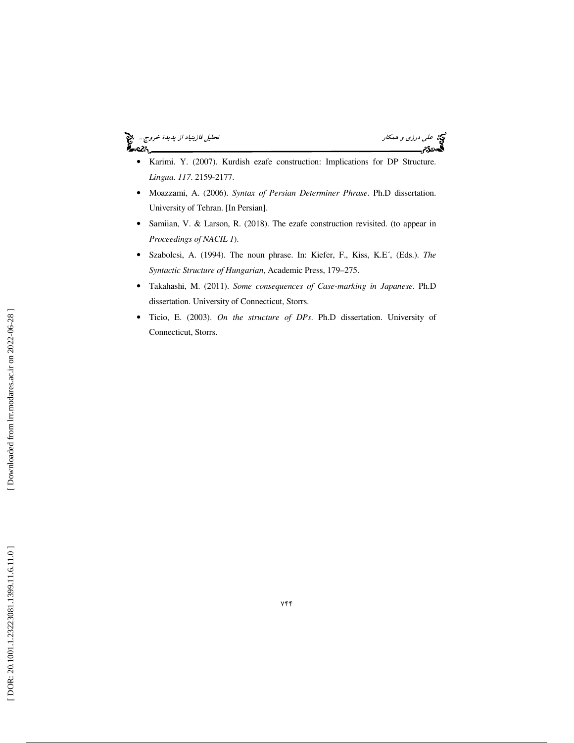- Karimi. Y. (2007). Kurdish ezafe construction: Implications for DP Structure. *Lingua*. *117*. 2159-2177.
- Moazzami, A. (2006). *Syntax of Persian Determiner Phrase*. Ph.D dissertation. University of Tehran. [In Persian].
- Samiian, V. & Larson, R. (2018). The ezafe construction revisited. (to appear in *Proceedings of NACIL 1*).
- Szabolcsi, A. (1994). The noun phrase. In: Kiefer, F., Kiss, K.E´, (Eds.). *The Syntactic Structure of Hungarian*, Academic Press, 179–275.
- Takahashi, M. (2011). *Some consequences of Case-marking in Japanese*. Ph.D dissertation. University of Connecticut, Storrs.
- Ticio, E. (2003). *On the structure of DPs*. Ph.D dissertation. University of Connecticut, Storrs.